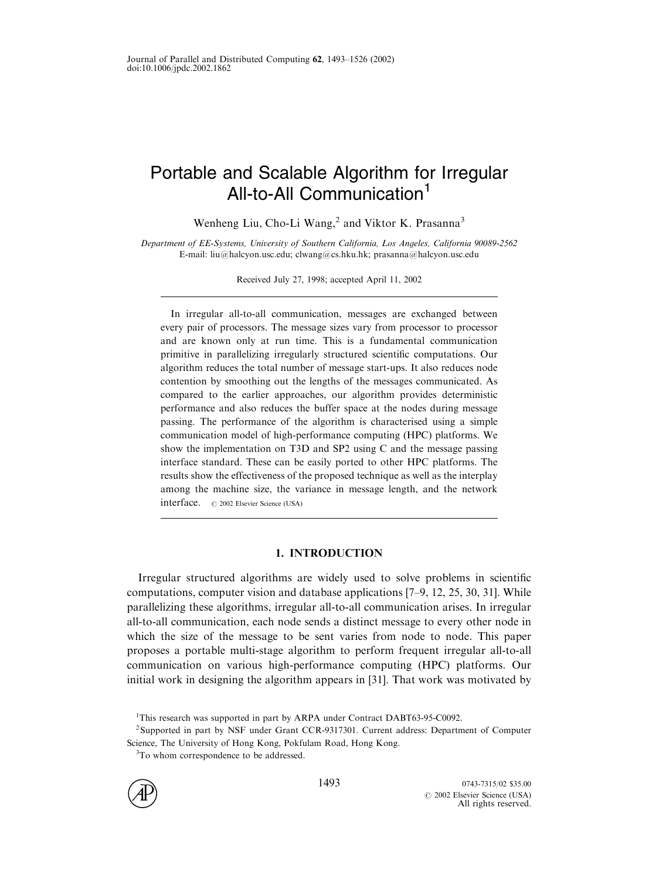# Portable and Scalable Algorithm for Irregular All-to-All Communication[1]

Wenheng Liu, Cho-Li Wang,[2] and Viktor K. Prasanna[3]

*Department of EE-Systems, University of Southern California, Los Angeles, California 90089-2562*
E-mail: liu@halcyon.usc.edu; clwang@cs.hku.hk; prasanna@halcyon.usc.edu

Received July 27, 1998; accepted April 11, 2002

---

In irregular all-to-all communication, messages are exchanged between every pair of processors. The message sizes vary from processor to processor and are known only at run time. This is a fundamental communication primitive in parallelizing irregularly structured scientific computations. Our algorithm reduces the total number of message start-ups. It also reduces node contention by smoothing out the lengths of the messages communicated. As compared to the earlier approaches, our algorithm provides deterministic performance and also reduces the buffer space at the nodes during message passing. The performance of the algorithm is characterised using a simple communication model of high-performance computing (HPC) platforms. We show the implementation on T3D and SP2 using C and the message passing interface standard. These can be easily ported to other HPC platforms. The results show the effectiveness of the proposed technique as well as the interplay among the machine size, the variance in message length, and the network interface. © 2002 Elsevier Science (USA)

---

## 1. INTRODUCTION

Irregular structured algorithms are widely used to solve problems in scientific computations, computer vision and database applications [7–9, 12, 25, 30, 31]. While parallelizing these algorithms, irregular all-to-all communication arises. In irregular all-to-all communication, each node sends a distinct message to every other node in which the size of the message to be sent varies from node to node. This paper proposes a portable multi-stage algorithm to perform frequent irregular all-to-all communication on various high-performance computing (HPC) platforms. Our initial work in designing the algorithm appears in [31]. That work was motivated by

---

[1]This research was supported in part by ARPA under Contract DABT63-95-C0092.

[2]Supported in part by NSF under Grant CCR-9317301. Current address: Department of Computer Science, The University of Hong Kong, Pokfulam Road, Hong Kong.

[3]To whom correspondence to be addressed.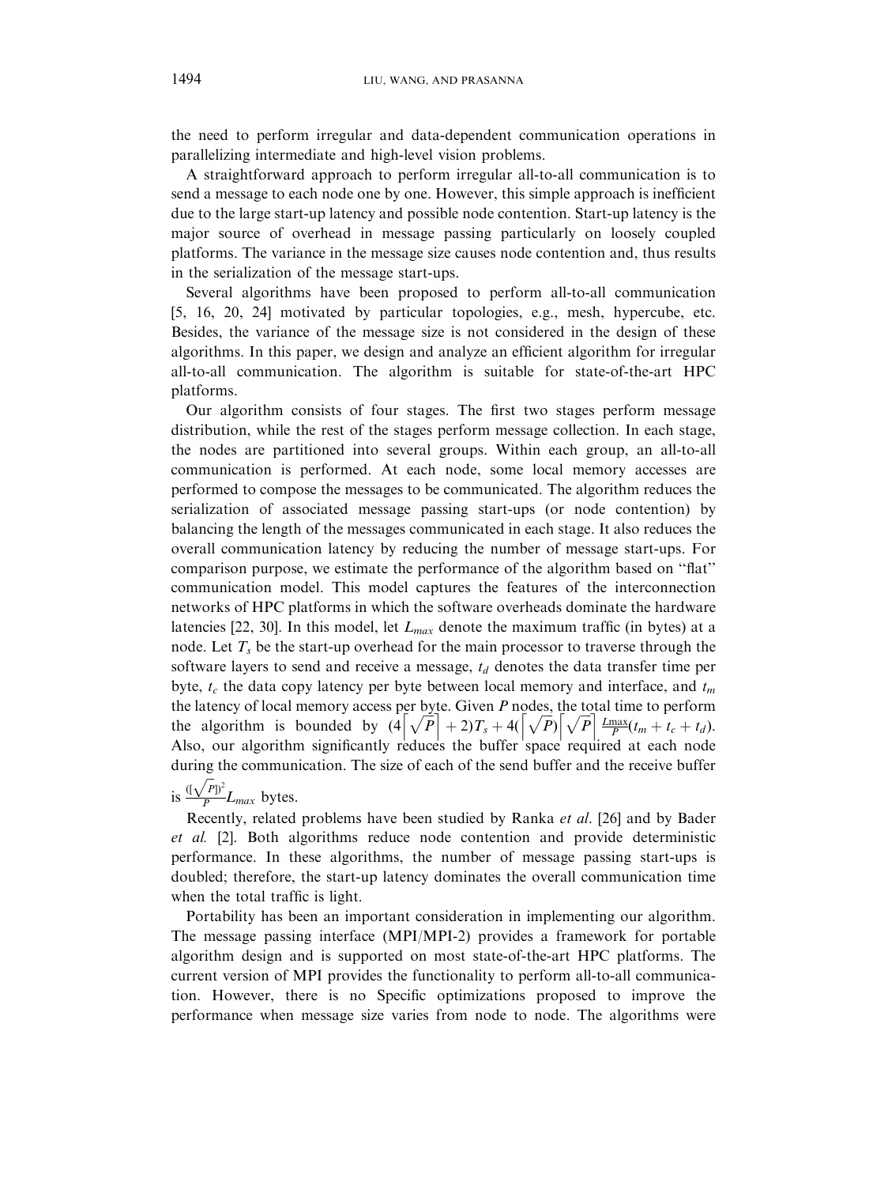the need to perform irregular and data-dependent communication operations in parallelizing intermediate and high-level vision problems.

A straightforward approach to perform irregular all-to-all communication is to send a message to each node one by one. However, this simple approach is inefficient due to the large start-up latency and possible node contention. Start-up latency is the major source of overhead in message passing particularly on loosely coupled platforms. The variance in the message size causes node contention and, thus results in the serialization of the message start-ups.

Several algorithms have been proposed to perform all-to-all communication [5, 16, 20, 24] motivated by particular topologies, e.g., mesh, hypercube, etc. Besides, the variance of the message size is not considered in the design of these algorithms. In this paper, we design and analyze an efficient algorithm for irregular all-to-all communication. The algorithm is suitable for state-of-the-art HPC platforms.

Our algorithm consists of four stages. The first two stages perform message distribution, while the rest of the stages perform message collection. In each stage, the nodes are partitioned into several groups. Within each group, an all-to-all communication is performed. At each node, some local memory accesses are performed to compose the messages to be communicated. The algorithm reduces the serialization of associated message passing start-ups (or node contention) by balancing the length of the messages communicated in each stage. It also reduces the overall communication latency by reducing the number of message start-ups. For comparison purpose, we estimate the performance of the algorithm based on "flat" communication model. This model captures the features of the interconnection networks of HPC platforms in which the software overheads dominate the hardware latencies [22, 30]. In this model, let $L_{max}$ denote the maximum traffic (in bytes) at a node. Let $T_s$ be the start-up overhead for the main processor to traverse through the software layers to send and receive a message, $t_d$ denotes the data transfer time per byte, $t_c$ the data copy latency per byte between local memory and interface, and $t_m$ the latency of local memory access per byte. Given $P$ nodes, the total time to perform the algorithm is bounded by $(4\lceil\sqrt{P}\rceil + 2)T_s + 4(\lceil\sqrt{P}\rceil)\lceil\sqrt{P}\rceil\frac{L_{\max}}{P}(t_m + t_c + t_d)$. Also, our algorithm significantly reduces the buffer space required at each node during the communication. The size of each of the send buffer and the receive buffer is $\frac{(\lceil\sqrt{P}\rceil)^2}{P}L_{max}$ bytes.

Recently, related problems have been studied by Ranka *et al*. [26] and by Bader *et al*. [2]. Both algorithms reduce node contention and provide deterministic performance. In these algorithms, the number of message passing start-ups is doubled; therefore, the start-up latency dominates the overall communication time when the total traffic is light.

Portability has been an important consideration in implementing our algorithm. The message passing interface (MPI/MPI-2) provides a framework for portable algorithm design and is supported on most state-of-the-art HPC platforms. The current version of MPI provides the functionality to perform all-to-all communication. However, there is no Specific optimizations proposed to improve the performance when message size varies from node to node. The algorithms were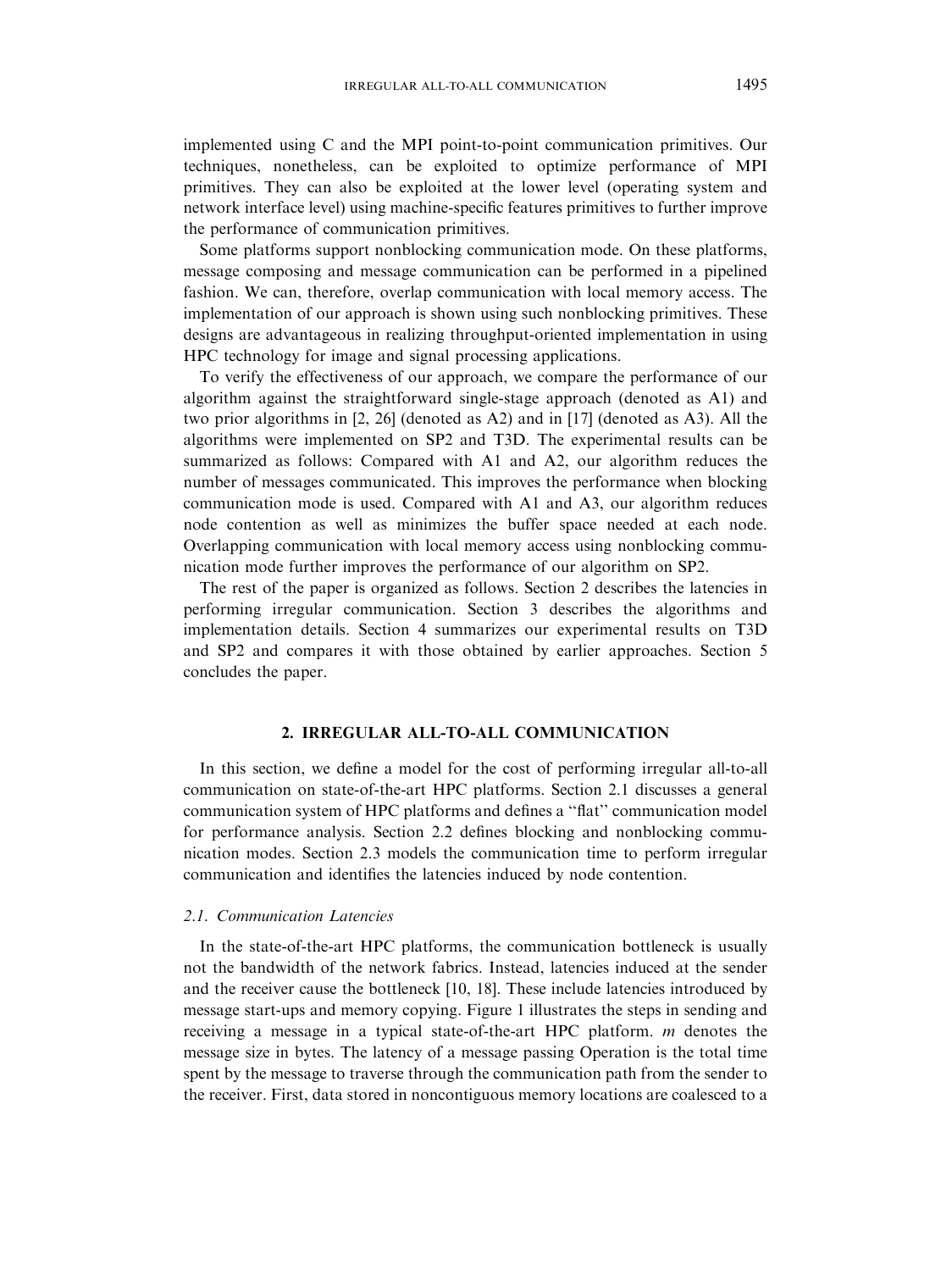implemented using C and the MPI point-to-point communication primitives. Our techniques, nonetheless, can be exploited to optimize performance of MPI primitives. They can also be exploited at the lower level (operating system and network interface level) using machine-specific features primitives to further improve the performance of communication primitives.

Some platforms support nonblocking communication mode. On these platforms, message composing and message communication can be performed in a pipelined fashion. We can, therefore, overlap communication with local memory access. The implementation of our approach is shown using such nonblocking primitives. These designs are advantageous in realizing throughput-oriented implementation in using HPC technology for image and signal processing applications.

To verify the effectiveness of our approach, we compare the performance of our algorithm against the straightforward single-stage approach (denoted as A1) and two prior algorithms in [2, 26] (denoted as A2) and in [17] (denoted as A3). All the algorithms were implemented on SP2 and T3D. The experimental results can be summarized as follows: Compared with A1 and A2, our algorithm reduces the number of messages communicated. This improves the performance when blocking communication mode is used. Compared with A1 and A3, our algorithm reduces node contention as well as minimizes the buffer space needed at each node. Overlapping communication with local memory access using nonblocking communication mode further improves the performance of our algorithm on SP2.

The rest of the paper is organized as follows. Section 2 describes the latencies in performing irregular communication. Section 3 describes the algorithms and implementation details. Section 4 summarizes our experimental results on T3D and SP2 and compares it with those obtained by earlier approaches. Section 5 concludes the paper.

## 2. IRREGULAR ALL-TO-ALL COMMUNICATION

In this section, we define a model for the cost of performing irregular all-to-all communication on state-of-the-art HPC platforms. Section 2.1 discusses a general communication system of HPC platforms and defines a "flat" communication model for performance analysis. Section 2.2 defines blocking and nonblocking communication modes. Section 2.3 models the communication time to perform irregular communication and identifies the latencies induced by node contention.

### 2.1. Communication Latencies

In the state-of-the-art HPC platforms, the communication bottleneck is usually not the bandwidth of the network fabrics. Instead, latencies induced at the sender and the receiver cause the bottleneck [10, 18]. These include latencies introduced by message start-ups and memory copying. Figure 1 illustrates the steps in sending and receiving a message in a typical state-of-the-art HPC platform. $m$ denotes the message size in bytes. The latency of a message passing Operation is the total time spent by the message to traverse through the communication path from the sender to the receiver. First, data stored in noncontiguous memory locations are coalesced to a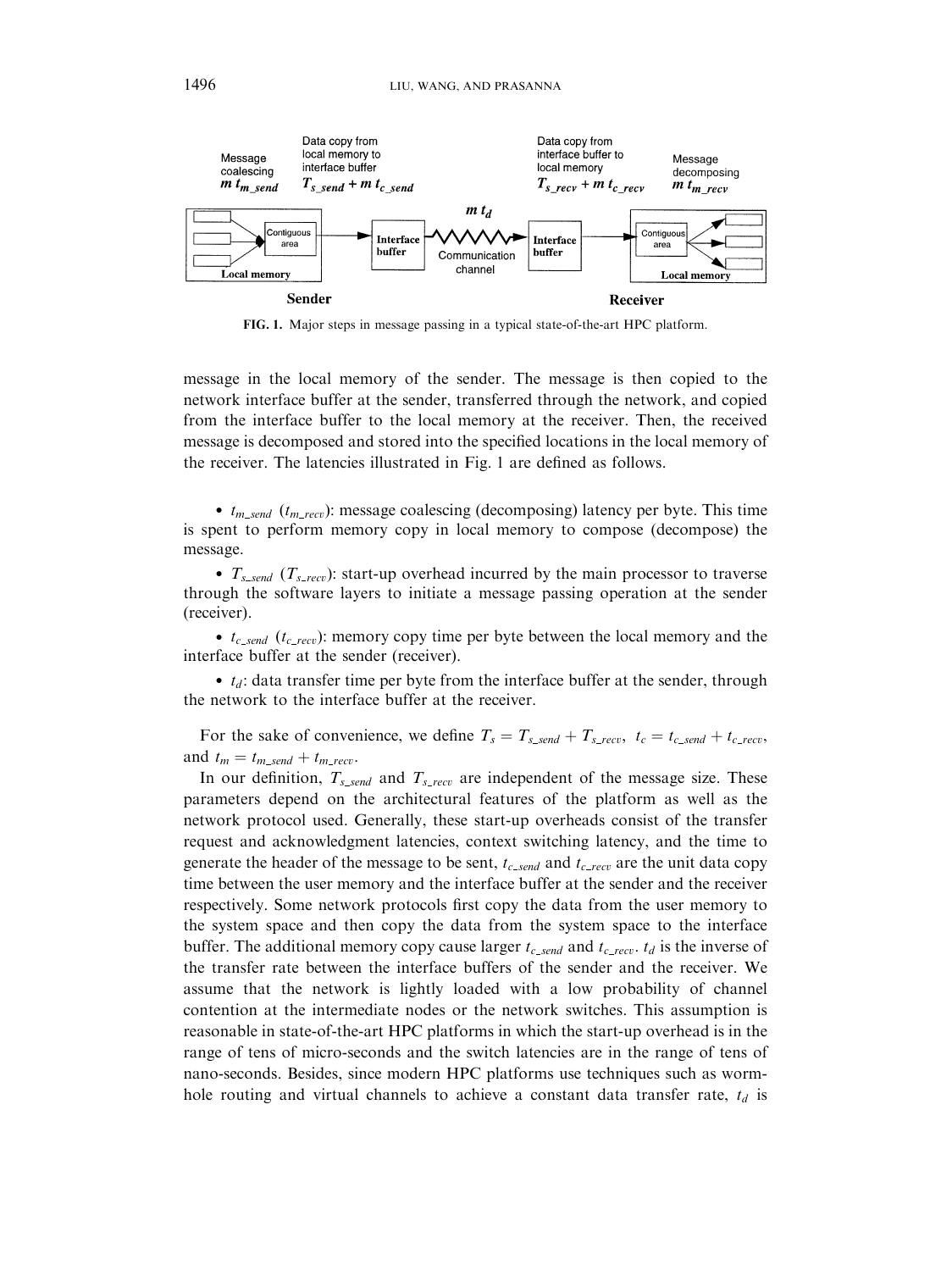FIG. 1. Major steps in message passing in a typical state-of-the-art HPC platform.

message in the local memory of the sender. The message is then copied to the network interface buffer at the sender, transferred through the network, and copied from the interface buffer to the local memory at the receiver. Then, the received message is decomposed and stored into the specified locations in the local memory of the receiver. The latencies illustrated in Fig. 1 are defined as follows.

- $t_{m\_send}$ ($t_{m\_recv}$): message coalescing (decomposing) latency per byte. This time is spent to perform memory copy in local memory to compose (decompose) the message.
- $T_{s\_send}$ ($T_{s\_recv}$): start-up overhead incurred by the main processor to traverse through the software layers to initiate a message passing operation at the sender (receiver).
- $t_{c\_send}$ ($t_{c\_recv}$): memory copy time per byte between the local memory and the interface buffer at the sender (receiver).
- $t_d$: data transfer time per byte from the interface buffer at the sender, through the network to the interface buffer at the receiver.

For the sake of convenience, we define $T_s = T_{s\_send} + T_{s\_recv}$, $t_c = t_{c\_send} + t_{c\_recv}$, and $t_m = t_{m\_send} + t_{m\_recv}$.

In our definition, $T_{s\_send}$ and $T_{s\_recv}$ are independent of the message size. These parameters depend on the architectural features of the platform as well as the network protocol used. Generally, these start-up overheads consist of the transfer request and acknowledgment latencies, context switching latency, and the time to generate the header of the message to be sent, $t_{c\_send}$ and $t_{c\_recv}$ are the unit data copy time between the user memory and the interface buffer at the sender and the receiver respectively. Some network protocols first copy the data from the user memory to the system space and then copy the data from the system space to the interface buffer. The additional memory copy cause larger $t_{c\_send}$ and $t_{c\_recv}$. $t_d$ is the inverse of the transfer rate between the interface buffers of the sender and the receiver. We assume that the network is lightly loaded with a low probability of channel contention at the intermediate nodes or the network switches. This assumption is reasonable in state-of-the-art HPC platforms in which the start-up overhead is in the range of tens of micro-seconds and the switch latencies are in the range of tens of nano-seconds. Besides, since modern HPC platforms use techniques such as worm-hole routing and virtual channels to achieve a constant data transfer rate, $t_d$ is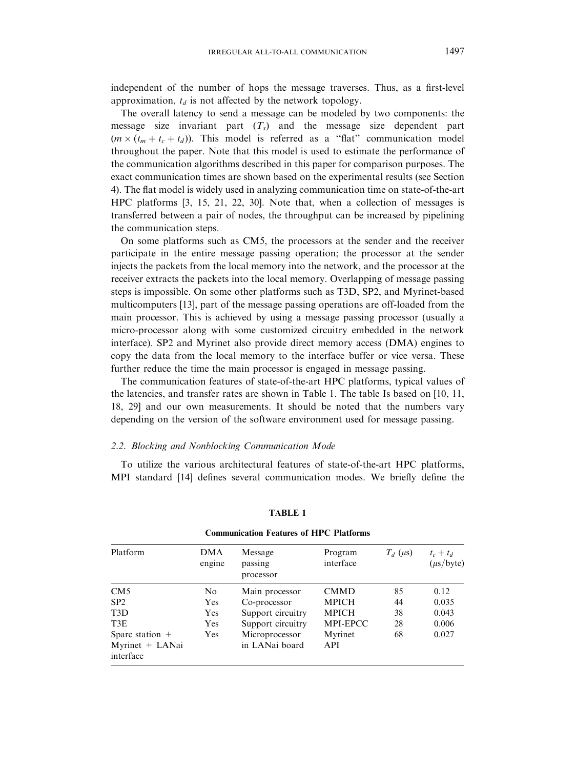independent of the number of hops the message traverses. Thus, as a first-level approximation, $t_d$ is not affected by the network topology.

The overall latency to send a message can be modeled by two components: the message size invariant part ($T_s$) and the message size dependent part ($m \times (t_m + t_c + t_d)$). This model is referred as a "flat" communication model throughout the paper. Note that this model is used to estimate the performance of the communication algorithms described in this paper for comparison purposes. The exact communication times are shown based on the experimental results (see Section 4). The flat model is widely used in analyzing communication time on state-of-the-art HPC platforms [3, 15, 21, 22, 30]. Note that, when a collection of messages is transferred between a pair of nodes, the throughput can be increased by pipelining the communication steps.

On some platforms such as CM5, the processors at the sender and the receiver participate in the entire message passing operation; the processor at the sender injects the packets from the local memory into the network, and the processor at the receiver extracts the packets into the local memory. Overlapping of message passing steps is impossible. On some other platforms such as T3D, SP2, and Myrinet-based multicomputers [13], part of the message passing operations are off-loaded from the main processor. This is achieved by using a message passing processor (usually a micro-processor along with some customized circuitry embedded in the network interface). SP2 and Myrinet also provide direct memory access (DMA) engines to copy the data from the local memory to the interface buffer or vice versa. These further reduce the time the main processor is engaged in message passing.

The communication features of state-of-the-art HPC platforms, typical values of the latencies, and transfer rates are shown in Table 1. The table Is based on [10, 11, 18, 29] and our own measurements. It should be noted that the numbers vary depending on the version of the software environment used for message passing.

### 2.2. Blocking and Nonblocking Communication Mode

To utilize the various architectural features of state-of-the-art HPC platforms, MPI standard [14] defines several communication modes. We briefly define the

**TABLE 1**

**Communication Features of HPC Platforms**

| Platform | DMA engine | Message passing processor | Program interface | $T_d$ ($\mu$s) | $t_c + t_d$ ($\mu$s/byte) |
|---|---|---|---|---|---|
| CM5 | No | Main processor | CMMD | 85 | 0.12 |
| SP2 | Yes | Co-processor | MPICH | 44 | 0.035 |
| T3D | Yes | Support circuitry | MPICH | 38 | 0.043 |
| T3E | Yes | Support circuitry | MPI-EPCC | 28 | 0.006 |
| Sparc station + Myrinet + LANai interface | Yes | Microprocessor in LANai board | Myrinet API | 68 | 0.027 |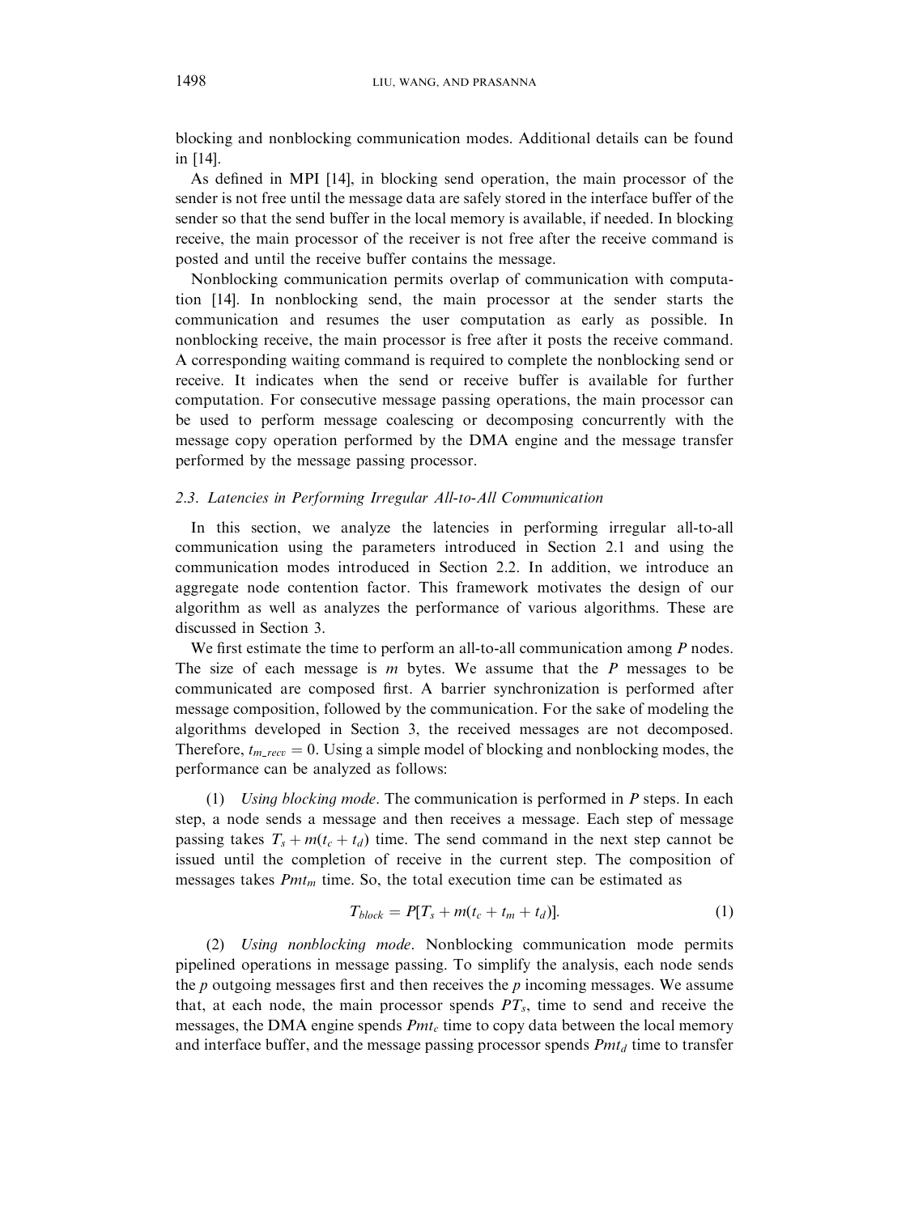blocking and nonblocking communication modes. Additional details can be found in [14].

As defined in MPI [14], in blocking send operation, the main processor of the sender is not free until the message data are safely stored in the interface buffer of the sender so that the send buffer in the local memory is available, if needed. In blocking receive, the main processor of the receiver is not free after the receive command is posted and until the receive buffer contains the message.

Nonblocking communication permits overlap of communication with computation [14]. In nonblocking send, the main processor at the sender starts the communication and resumes the user computation as early as possible. In nonblocking receive, the main processor is free after it posts the receive command. A corresponding waiting command is required to complete the nonblocking send or receive. It indicates when the send or receive buffer is available for further computation. For consecutive message passing operations, the main processor can be used to perform message coalescing or decomposing concurrently with the message copy operation performed by the DMA engine and the message transfer performed by the message passing processor.

### 2.3. Latencies in Performing Irregular All-to-All Communication

In this section, we analyze the latencies in performing irregular all-to-all communication using the parameters introduced in Section 2.1 and using the communication modes introduced in Section 2.2. In addition, we introduce an aggregate node contention factor. This framework motivates the design of our algorithm as well as analyzes the performance of various algorithms. These are discussed in Section 3.

We first estimate the time to perform an all-to-all communication among $P$ nodes. The size of each message is $m$ bytes. We assume that the $P$ messages to be communicated are composed first. A barrier synchronization is performed after message composition, followed by the communication. For the sake of modeling the algorithms developed in Section 3, the received messages are not decomposed. Therefore, $t_{m\_recv} = 0$. Using a simple model of blocking and nonblocking modes, the performance can be analyzed as follows:

(1) *Using blocking mode*. The communication is performed in $P$ steps. In each step, a node sends a message and then receives a message. Each step of message passing takes $T_s + m(t_c + t_d)$ time. The send command in the next step cannot be issued until the completion of receive in the current step. The composition of messages takes $Pmt_m$ time. So, the total execution time can be estimated as

$$T_{block} = P[T_s + m(t_c + t_m + t_d)]. \tag{1}$$

(2) *Using nonblocking mode*. Nonblocking communication mode permits pipelined operations in message passing. To simplify the analysis, each node sends the $p$ outgoing messages first and then receives the $p$ incoming messages. We assume that, at each node, the main processor spends $PT_s$, time to send and receive the messages, the DMA engine spends $Pmt_c$ time to copy data between the local memory and interface buffer, and the message passing processor spends $Pmt_d$ time to transfer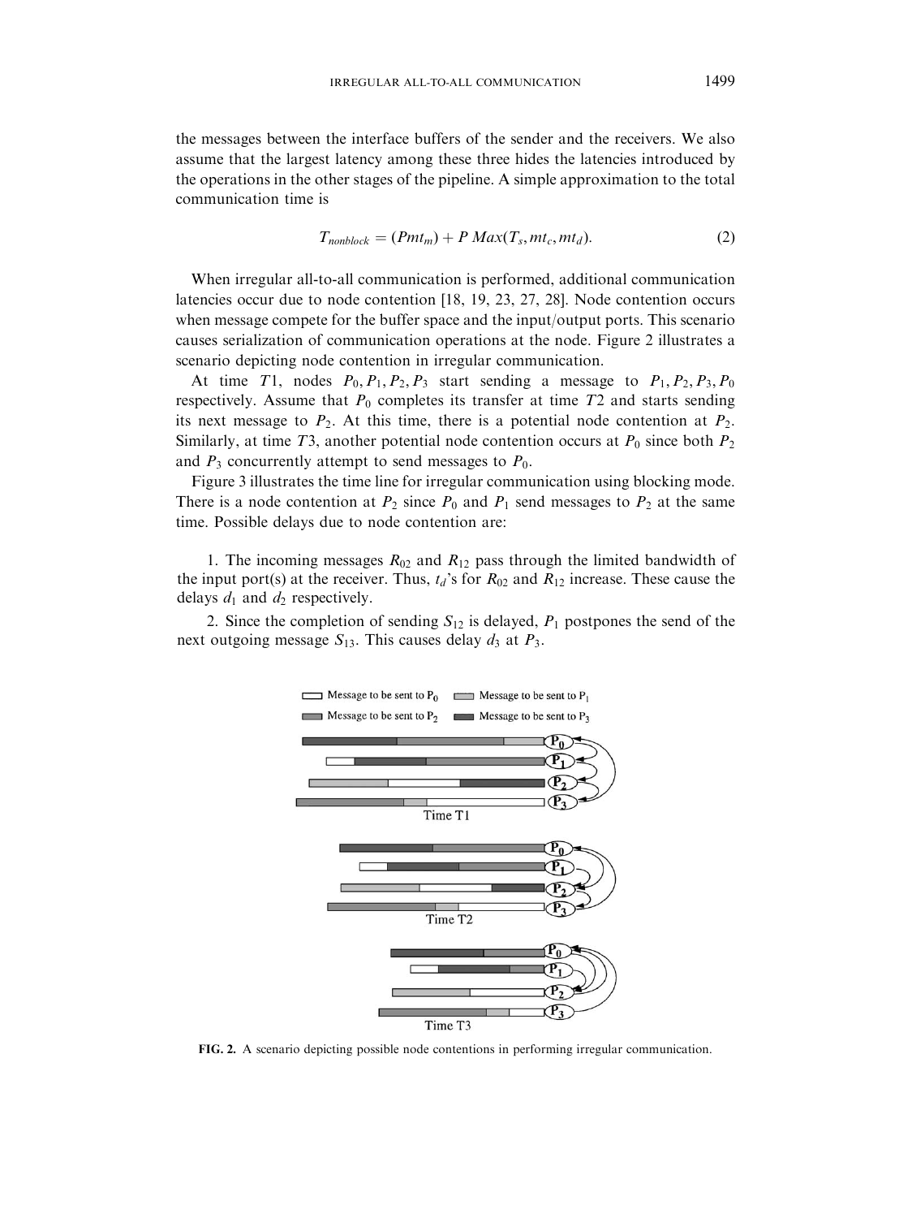the messages between the interface buffers of the sender and the receivers. We also assume that the largest latency among these three hides the latencies introduced by the operations in the other stages of the pipeline. A simple approximation to the total communication time is

$$T_{nonblock} = (Pmt_m) + P\,Max(T_s, mt_c, mt_d). \tag{2}$$

When irregular all-to-all communication is performed, additional communication latencies occur due to node contention [18, 19, 23, 27, 28]. Node contention occurs when message compete for the buffer space and the input/output ports. This scenario causes serialization of communication operations at the node. Figure 2 illustrates a scenario depicting node contention in irregular communication.

At time $T1$, nodes $P_0, P_1, P_2, P_3$ start sending a message to $P_1, P_2, P_3, P_0$ respectively. Assume that $P_0$ completes its transfer at time $T2$ and starts sending its next message to $P_2$. At this time, there is a potential node contention at $P_2$. Similarly, at time $T3$, another potential node contention occurs at $P_0$ since both $P_2$ and $P_3$ concurrently attempt to send messages to $P_0$.

Figure 3 illustrates the time line for irregular communication using blocking mode. There is a node contention at $P_2$ since $P_0$ and $P_1$ send messages to $P_2$ at the same time. Possible delays due to node contention are:

1. The incoming messages $R_{02}$ and $R_{12}$ pass through the limited bandwidth of the input port(s) at the receiver. Thus, $t_d$'s for $R_{02}$ and $R_{12}$ increase. These cause the delays $d_1$ and $d_2$ respectively.

2. Since the completion of sending $S_{12}$ is delayed, $P_1$ postpones the send of the next outgoing message $S_{13}$. This causes delay $d_3$ at $P_3$.

**FIG. 2.** A scenario depicting possible node contentions in performing irregular communication.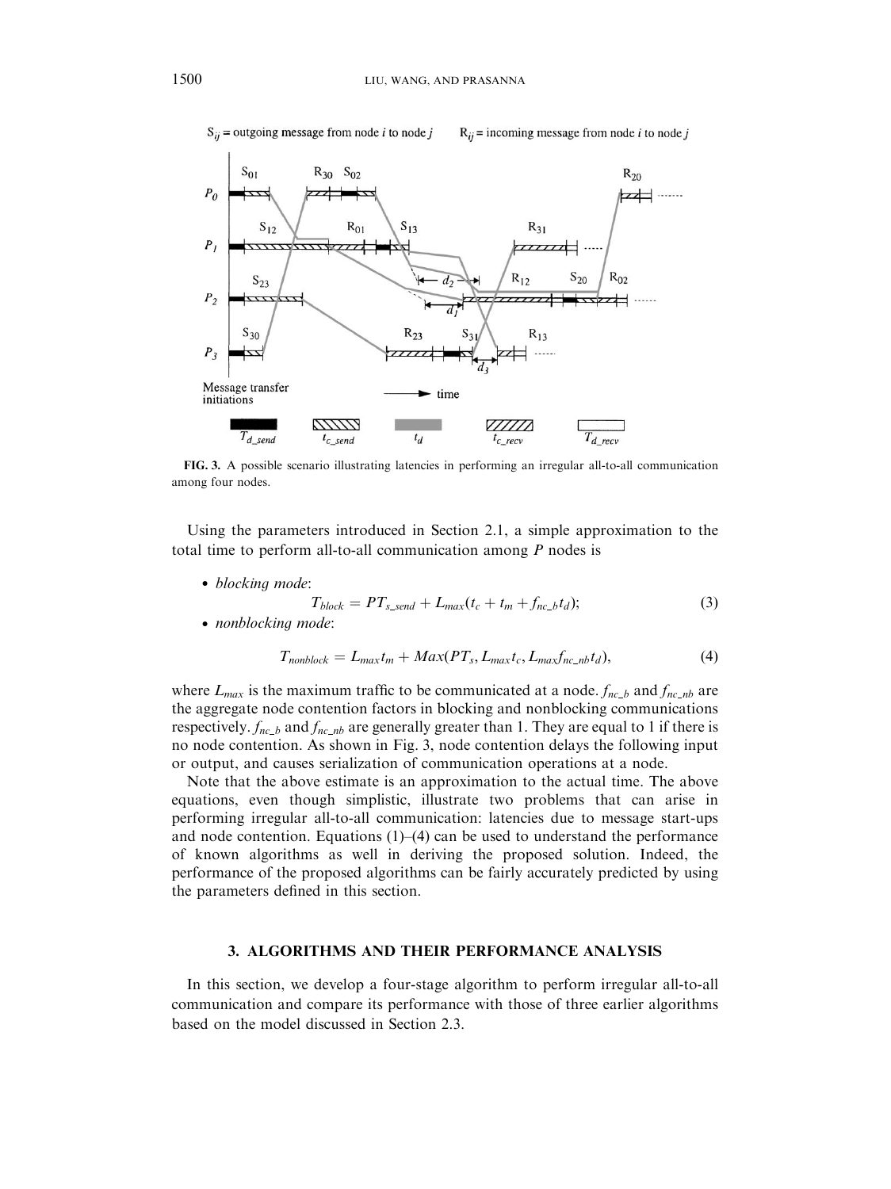FIG. 3. A possible scenario illustrating latencies in performing an irregular all-to-all communication among four nodes.

Using the parameters introduced in Section 2.1, a simple approximation to the total time to perform all-to-all communication among $P$ nodes is

- *blocking mode*:

$$T_{block} = PT_{s\_send} + L_{max}(t_c + t_m + f_{nc\_b}t_d); \tag{3}$$

- *nonblocking mode*:

$$T_{nonblock} = L_{max}t_m + Max(PT_s, L_{max}t_c, L_{max}f_{nc\_nb}t_d), \tag{4}$$

where $L_{max}$ is the maximum traffic to be communicated at a node. $f_{nc\_b}$ and $f_{nc\_nb}$ are the aggregate node contention factors in blocking and nonblocking communications respectively. $f_{nc\_b}$ and $f_{nc\_nb}$ are generally greater than 1. They are equal to 1 if there is no node contention. As shown in Fig. 3, node contention delays the following input or output, and causes serialization of communication operations at a node.

Note that the above estimate is an approximation to the actual time. The above equations, even though simplistic, illustrate two problems that can arise in performing irregular all-to-all communication: latencies due to message start-ups and node contention. Equations (1)–(4) can be used to understand the performance of known algorithms as well in deriving the proposed solution. Indeed, the performance of the proposed algorithms can be fairly accurately predicted by using the parameters defined in this section.

## 3. ALGORITHMS AND THEIR PERFORMANCE ANALYSIS

In this section, we develop a four-stage algorithm to perform irregular all-to-all communication and compare its performance with those of three earlier algorithms based on the model discussed in Section 2.3.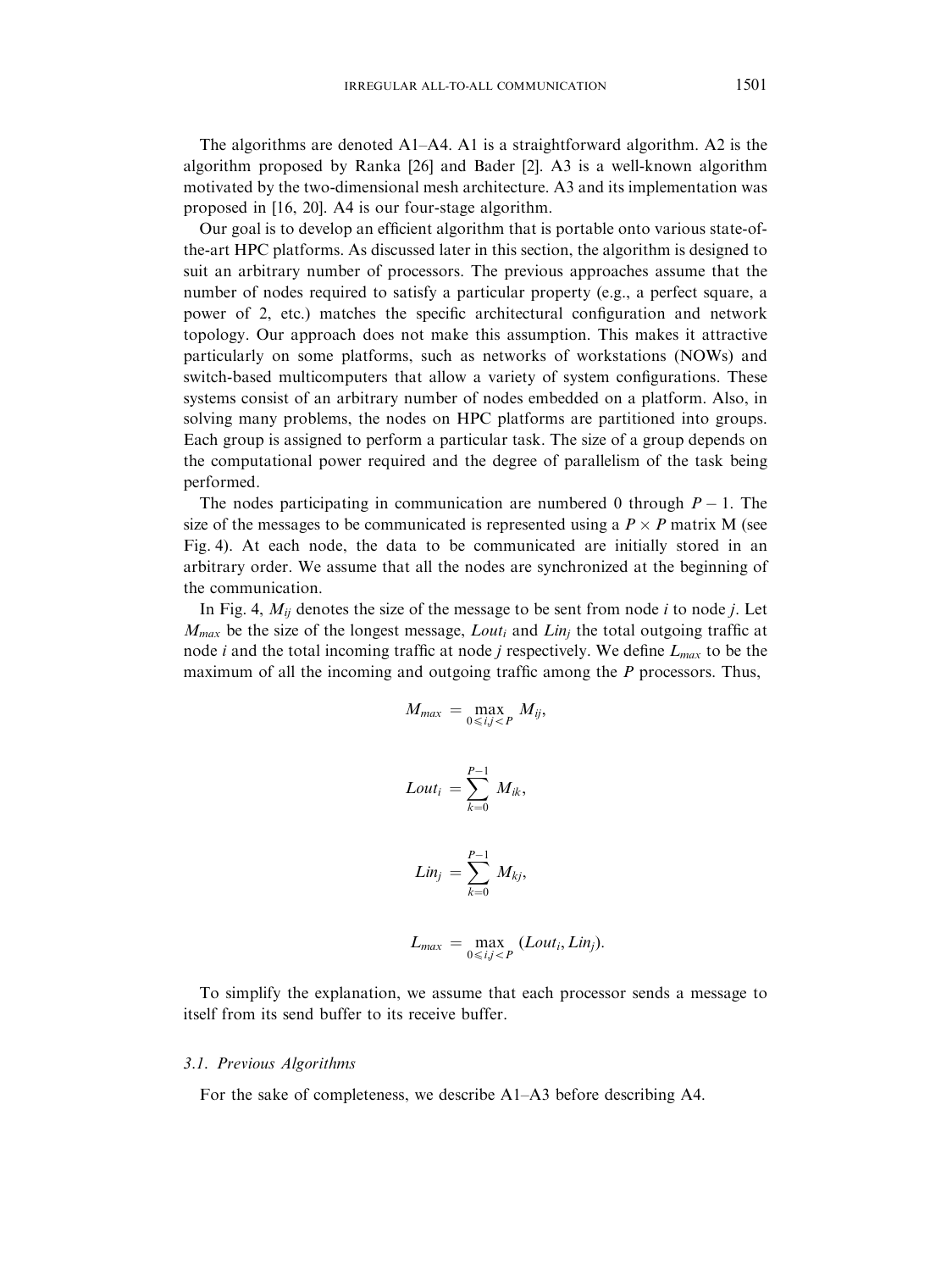The algorithms are denoted A1–A4. A1 is a straightforward algorithm. A2 is the algorithm proposed by Ranka [26] and Bader [2]. A3 is a well-known algorithm motivated by the two-dimensional mesh architecture. A3 and its implementation was proposed in [16, 20]. A4 is our four-stage algorithm.

Our goal is to develop an efficient algorithm that is portable onto various state-of-the-art HPC platforms. As discussed later in this section, the algorithm is designed to suit an arbitrary number of processors. The previous approaches assume that the number of nodes required to satisfy a particular property (e.g., a perfect square, a power of 2, etc.) matches the specific architectural configuration and network topology. Our approach does not make this assumption. This makes it attractive particularly on some platforms, such as networks of workstations (NOWs) and switch-based multicomputers that allow a variety of system configurations. These systems consist of an arbitrary number of nodes embedded on a platform. Also, in solving many problems, the nodes on HPC platforms are partitioned into groups. Each group is assigned to perform a particular task. The size of a group depends on the computational power required and the degree of parallelism of the task being performed.

The nodes participating in communication are numbered 0 through $P-1$. The size of the messages to be communicated is represented using a $P \times P$ matrix M (see Fig. 4). At each node, the data to be communicated are initially stored in an arbitrary order. We assume that all the nodes are synchronized at the beginning of the communication.

In Fig. 4, $M_{ij}$ denotes the size of the message to be sent from node $i$ to node $j$. Let $M_{max}$ be the size of the longest message, $Lout_i$ and $Lin_j$ the total outgoing traffic at node $i$ and the total incoming traffic at node $j$ respectively. We define $L_{max}$ to be the maximum of all the incoming and outgoing traffic among the $P$ processors. Thus,

$$M_{max} = \max_{0 \leqslant i,j < P} M_{ij},$$

$$Lout_i = \sum_{k=0}^{P-1} M_{ik},$$

$$Lin_j = \sum_{k=0}^{P-1} M_{kj},$$

$$L_{max} = \max_{0 \leqslant i,j < P} (Lout_i, Lin_j).$$

To simplify the explanation, we assume that each processor sends a message to itself from its send buffer to its receive buffer.

### 3.1. *Previous Algorithms*

For the sake of completeness, we describe A1–A3 before describing A4.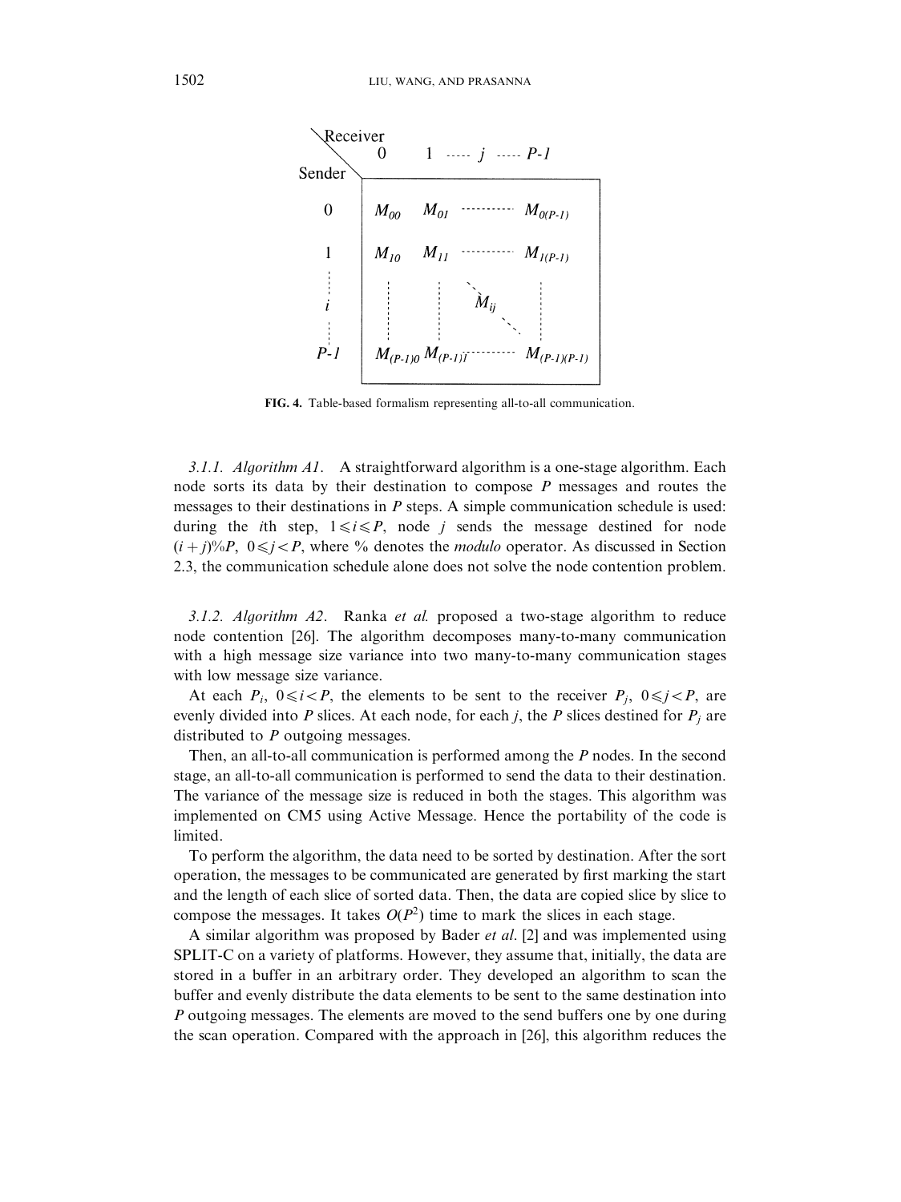| Sender \ Receiver | 0 | 1 | ... $j$ ... | $P-1$ |
| --- | --- | --- | --- | --- |
| 0 | $M_{00}$ | $M_{01}$ | ... | $M_{0(P-1)}$ |
| 1 | $M_{10}$ | $M_{11}$ | ... | $M_{1(P-1)}$ |
| $i$ | ⋮ | ⋮ | $M_{ij}$ | ⋮ |
| $P-1$ | $M_{(P-1)0}$ | $M_{(P-1)1}$ | ... | $M_{(P-1)(P-1)}$ |

**FIG. 4.** Table-based formalism representing all-to-all communication.

*3.1.1. Algorithm A1.* A straightforward algorithm is a one-stage algorithm. Each node sorts its data by their destination to compose $P$ messages and routes the messages to their destinations in $P$ steps. A simple communication schedule is used: during the $i$th step, $1 \leqslant i \leqslant P$, node $j$ sends the message destined for node $(i+j)\%P$, $0 \leqslant j < P$, where % denotes the *modulo* operator. As discussed in Section 2.3, the communication schedule alone does not solve the node contention problem.

*3.1.2. Algorithm A2.* Ranka *et al.* proposed a two-stage algorithm to reduce node contention [26]. The algorithm decomposes many-to-many communication with a high message size variance into two many-to-many communication stages with low message size variance.

At each $P_i$, $0 \leqslant i < P$, the elements to be sent to the receiver $P_j$, $0 \leqslant j < P$, are evenly divided into $P$ slices. At each node, for each $j$, the $P$ slices destined for $P_j$ are distributed to $P$ outgoing messages.

Then, an all-to-all communication is performed among the $P$ nodes. In the second stage, an all-to-all communication is performed to send the data to their destination. The variance of the message size is reduced in both the stages. This algorithm was implemented on CM5 using Active Message. Hence the portability of the code is limited.

To perform the algorithm, the data need to be sorted by destination. After the sort operation, the messages to be communicated are generated by first marking the start and the length of each slice of sorted data. Then, the data are copied slice by slice to compose the messages. It takes $O(P^2)$ time to mark the slices in each stage.

A similar algorithm was proposed by Bader *et al.* [2] and was implemented using SPLIT-C on a variety of platforms. However, they assume that, initially, the data are stored in a buffer in an arbitrary order. They developed an algorithm to scan the buffer and evenly distribute the data elements to be sent to the same destination into $P$ outgoing messages. The elements are moved to the send buffers one by one during the scan operation. Compared with the approach in [26], this algorithm reduces the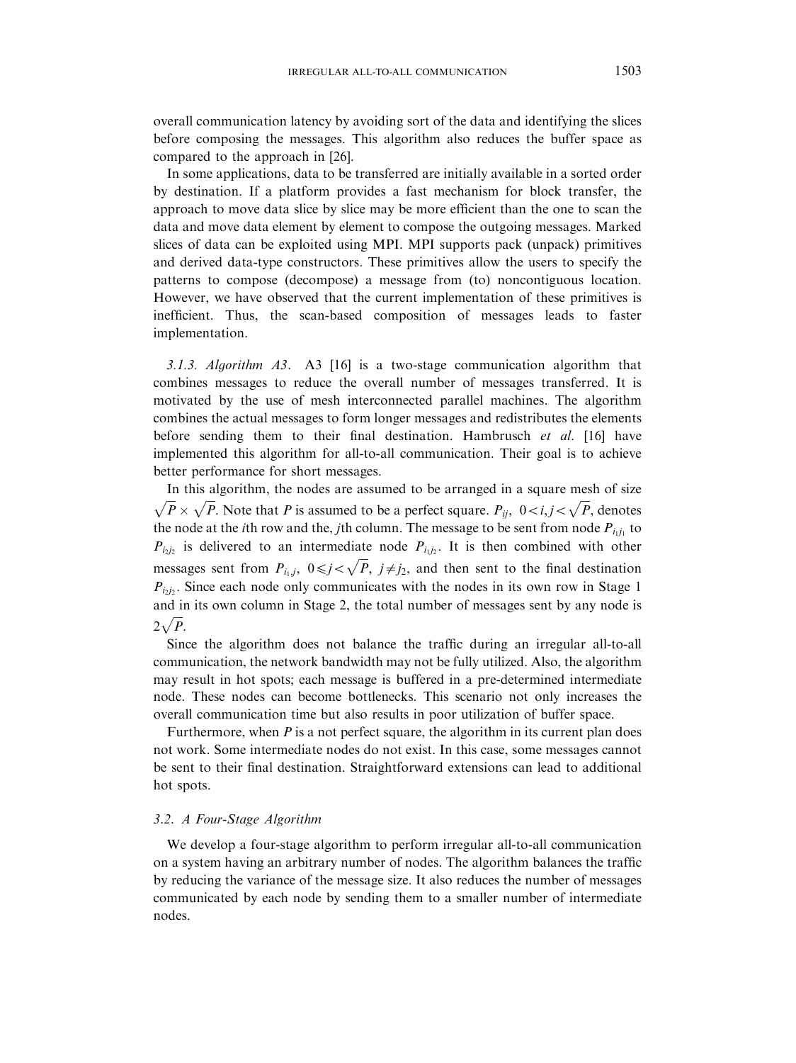overall communication latency by avoiding sort of the data and identifying the slices before composing the messages. This algorithm also reduces the buffer space as compared to the approach in [26].

In some applications, data to be transferred are initially available in a sorted order by destination. If a platform provides a fast mechanism for block transfer, the approach to move data slice by slice may be more efficient than the one to scan the data and move data element by element to compose the outgoing messages. Marked slices of data can be exploited using MPI. MPI supports pack (unpack) primitives and derived data-type constructors. These primitives allow the users to specify the patterns to compose (decompose) a message from (to) noncontiguous location. However, we have observed that the current implementation of these primitives is inefficient. Thus, the scan-based composition of messages leads to faster implementation.

*3.1.3. Algorithm A3*. A3 [16] is a two-stage communication algorithm that combines messages to reduce the overall number of messages transferred. It is motivated by the use of mesh interconnected parallel machines. The algorithm combines the actual messages to form longer messages and redistributes the elements before sending them to their final destination. Hambrusch *et al*. [16] have implemented this algorithm for all-to-all communication. Their goal is to achieve better performance for short messages.

In this algorithm, the nodes are assumed to be arranged in a square mesh of size $\sqrt{P} \times \sqrt{P}$. Note that $P$ is assumed to be a perfect square. $P_{ij}$, $0 < i, j < \sqrt{P}$, denotes the node at the $i$th row and the, $j$th column. The message to be sent from node $P_{i_1 j_1}$ to $P_{i_2 j_2}$ is delivered to an intermediate node $P_{i_1 j_2}$. It is then combined with other messages sent from $P_{i_1, j}$, $0 \leqslant j < \sqrt{P}$, $j \neq j_2$, and then sent to the final destination $P_{i_2 j_2}$. Since each node only communicates with the nodes in its own row in Stage 1 and in its own column in Stage 2, the total number of messages sent by any node is $2\sqrt{P}$.

Since the algorithm does not balance the traffic during an irregular all-to-all communication, the network bandwidth may not be fully utilized. Also, the algorithm may result in hot spots; each message is buffered in a pre-determined intermediate node. These nodes can become bottlenecks. This scenario not only increases the overall communication time but also results in poor utilization of buffer space.

Furthermore, when $P$ is a not perfect square, the algorithm in its current plan does not work. Some intermediate nodes do not exist. In this case, some messages cannot be sent to their final destination. Straightforward extensions can lead to additional hot spots.

### 3.2. A Four-Stage Algorithm

We develop a four-stage algorithm to perform irregular all-to-all communication on a system having an arbitrary number of nodes. The algorithm balances the traffic by reducing the variance of the message size. It also reduces the number of messages communicated by each node by sending them to a smaller number of intermediate nodes.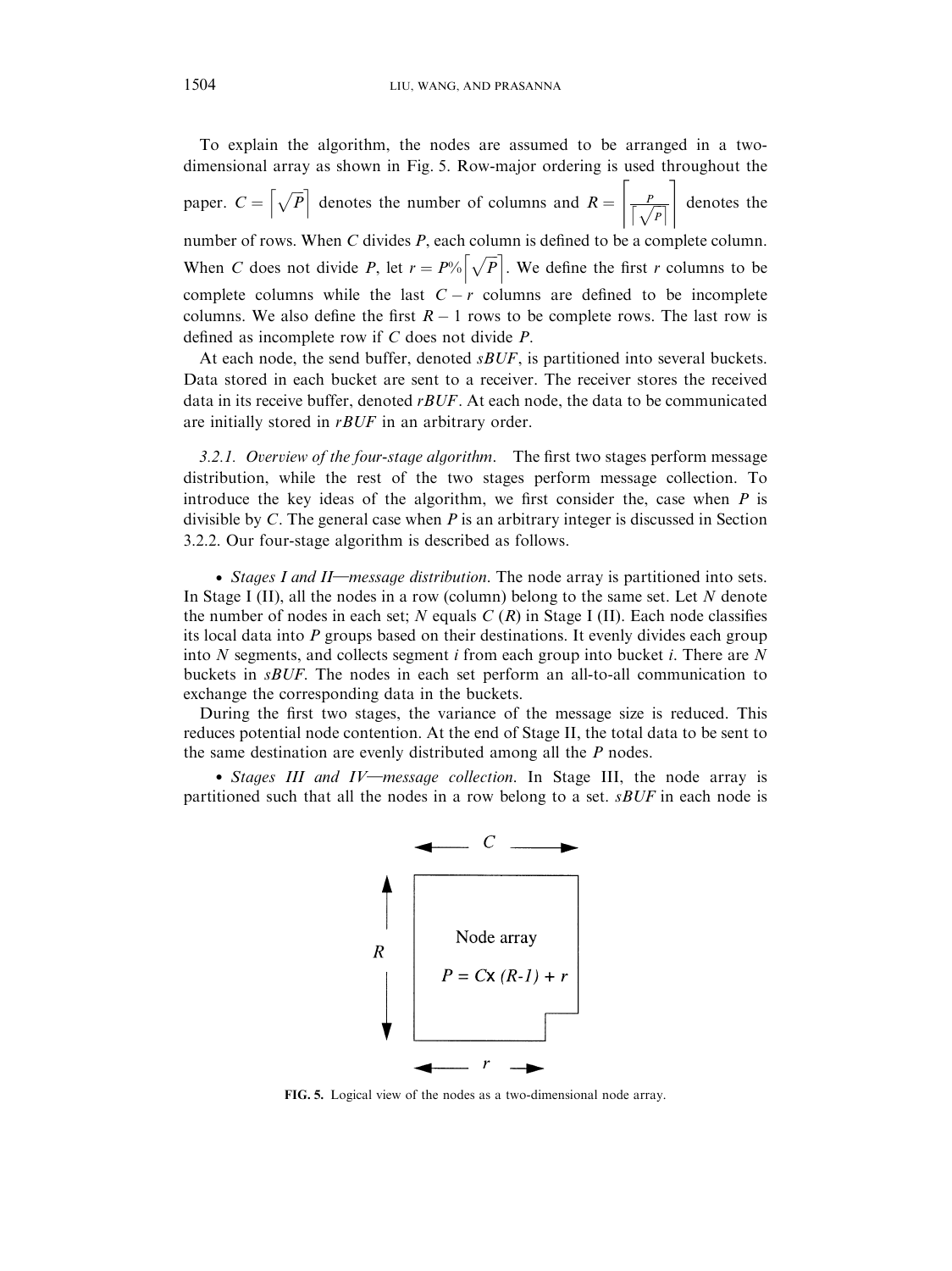To explain the algorithm, the nodes are assumed to be arranged in a two-dimensional array as shown in Fig. 5. Row-major ordering is used throughout the paper. $C = \lceil \sqrt{P} \rceil$ denotes the number of columns and $R = \left\lceil \frac{P}{\lceil \sqrt{P} \rceil} \right\rceil$ denotes the number of rows. When $C$ divides $P$, each column is defined to be a complete column. When $C$ does not divide $P$, let $r = P\% \lceil \sqrt{P} \rceil$. We define the first $r$ columns to be complete columns while the last $C - r$ columns are defined to be incomplete columns. We also define the first $R - 1$ rows to be complete rows. The last row is defined as incomplete row if $C$ does not divide $P$.

At each node, the send buffer, denoted *sBUF*, is partitioned into several buckets. Data stored in each bucket are sent to a receiver. The receiver stores the received data in its receive buffer, denoted *rBUF*. At each node, the data to be communicated are initially stored in *rBUF* in an arbitrary order.

*3.2.1. Overview of the four-stage algorithm.* The first two stages perform message distribution, while the rest of the two stages perform message collection. To introduce the key ideas of the algorithm, we first consider the, case when $P$ is divisible by $C$. The general case when $P$ is an arbitrary integer is discussed in Section 3.2.2. Our four-stage algorithm is described as follows.

- *Stages I and II—message distribution.* The node array is partitioned into sets. In Stage I (II), all the nodes in a row (column) belong to the same set. Let $N$ denote the number of nodes in each set; $N$ equals $C$ ($R$) in Stage I (II). Each node classifies its local data into $P$ groups based on their destinations. It evenly divides each group into $N$ segments, and collects segment $i$ from each group into bucket $i$. There are $N$ buckets in *sBUF*. The nodes in each set perform an all-to-all communication to exchange the corresponding data in the buckets.

During the first two stages, the variance of the message size is reduced. This reduces potential node contention. At the end of Stage II, the total data to be sent to the same destination are evenly distributed among all the $P$ nodes.

- *Stages III and IV—message collection.* In Stage III, the node array is partitioned such that all the nodes in a row belong to a set. *sBUF* in each node is

Node array

$P = C \times (R-1) + r$

**FIG. 5.** Logical view of the nodes as a two-dimensional node array.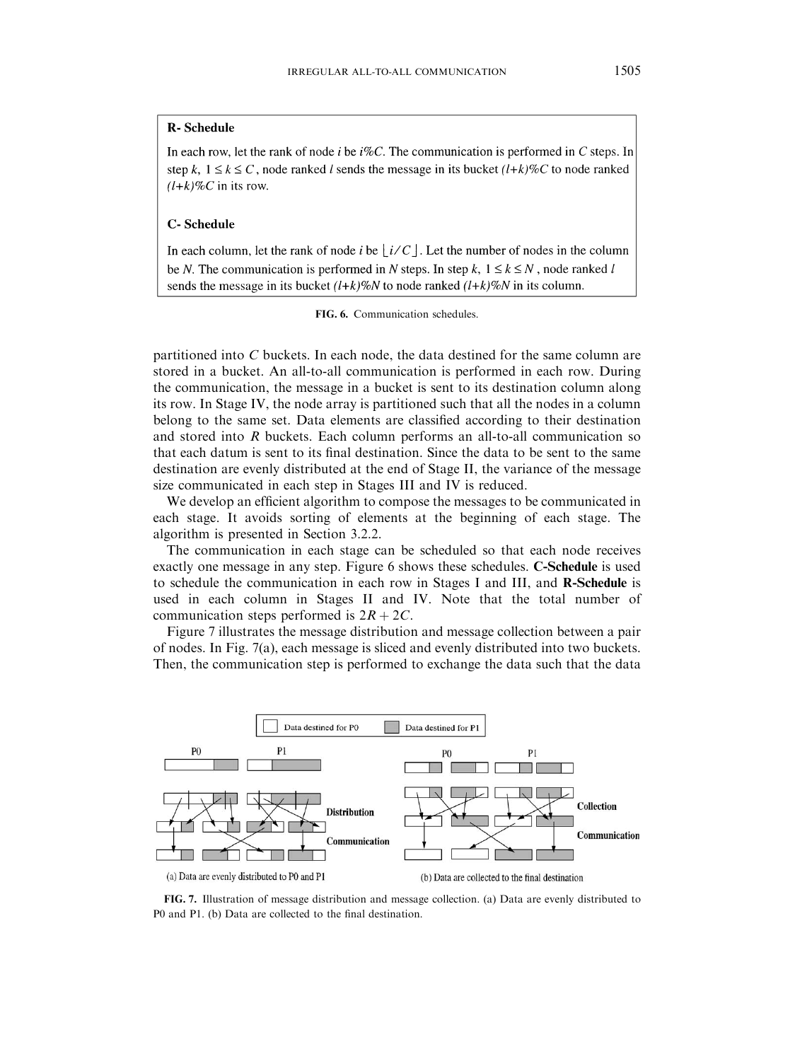**R- Schedule**

In each row, let the rank of node $i$ be $i\%C$. The communication is performed in $C$ steps. In step $k$, $1 \leq k \leq C$, node ranked $l$ sends the message in its bucket $(l+k)\%C$ to node ranked $(l+k)\%C$ in its row.

**C- Schedule**

In each column, let the rank of node $i$ be $\lfloor i/C \rfloor$. Let the number of nodes in the column be $N$. The communication is performed in $N$ steps. In step $k$, $1 \leq k \leq N$, node ranked $l$ sends the message in its bucket $(l+k)\%N$ to node ranked $(l+k)\%N$ in its column.

**FIG. 6.** Communication schedules.

partitioned into $C$ buckets. In each node, the data destined for the same column are stored in a bucket. An all-to-all communication is performed in each row. During the communication, the message in a bucket is sent to its destination column along its row. In Stage IV, the node array is partitioned such that all the nodes in a column belong to the same set. Data elements are classified according to their destination and stored into $R$ buckets. Each column performs an all-to-all communication so that each datum is sent to its final destination. Since the data to be sent to the same destination are evenly distributed at the end of Stage II, the variance of the message size communicated in each step in Stages III and IV is reduced.

We develop an efficient algorithm to compose the messages to be communicated in each stage. It avoids sorting of elements at the beginning of each stage. The algorithm is presented in Section 3.2.2.

The communication in each stage can be scheduled so that each node receives exactly one message in any step. Figure 6 shows these schedules. **C-Schedule** is used to schedule the communication in each row in Stages I and III, and **R-Schedule** is used in each column in Stages II and IV. Note that the total number of communication steps performed is $2R + 2C$.

Figure 7 illustrates the message distribution and message collection between a pair of nodes. In Fig. 7(a), each message is sliced and evenly distributed into two buckets. Then, the communication step is performed to exchange the data such that the data

**FIG. 7.** Illustration of message distribution and message collection. (a) Data are evenly distributed to P0 and P1. (b) Data are collected to the final destination.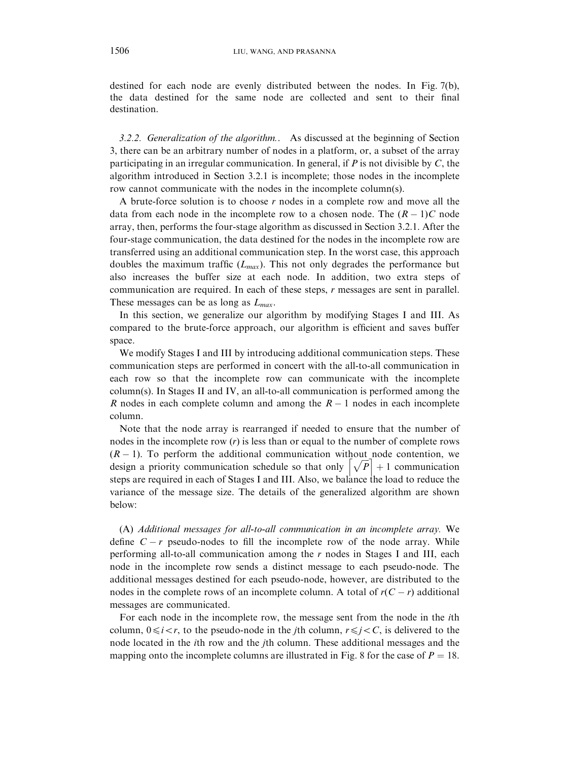destined for each node are evenly distributed between the nodes. In Fig. 7(b), the data destined for the same node are collected and sent to their final destination.

### 3.2.2. Generalization of the algorithm.

*3.2.2. Generalization of the algorithm.*. As discussed at the beginning of Section 3, there can be an arbitrary number of nodes in a platform, or, a subset of the array participating in an irregular communication. In general, if $P$ is not divisible by $C$, the algorithm introduced in Section 3.2.1 is incomplete; those nodes in the incomplete row cannot communicate with the nodes in the incomplete column(s).

A brute-force solution is to choose $r$ nodes in a complete row and move all the data from each node in the incomplete row to a chosen node. The $(R-1)C$ node array, then, performs the four-stage algorithm as discussed in Section 3.2.1. After the four-stage communication, the data destined for the nodes in the incomplete row are transferred using an additional communication step. In the worst case, this approach doubles the maximum traffic ($L_{max}$). This not only degrades the performance but also increases the buffer size at each node. In addition, two extra steps of communication are required. In each of these steps, $r$ messages are sent in parallel. These messages can be as long as $L_{max}$.

In this section, we generalize our algorithm by modifying Stages I and III. As compared to the brute-force approach, our algorithm is efficient and saves buffer space.

We modify Stages I and III by introducing additional communication steps. These communication steps are performed in concert with the all-to-all communication in each row so that the incomplete row can communicate with the incomplete column(s). In Stages II and IV, an all-to-all communication is performed among the $R$ nodes in each complete column and among the $R-1$ nodes in each incomplete column.

Note that the node array is rearranged if needed to ensure that the number of nodes in the incomplete row ($r$) is less than or equal to the number of complete rows ($R-1$). To perform the additional communication without node contention, we design a priority communication schedule so that only $\lceil \sqrt{P} \rceil + 1$ communication steps are required in each of Stages I and III. Also, we balance the load to reduce the variance of the message size. The details of the generalized algorithm are shown below:

(A) *Additional messages for all-to-all communication in an incomplete array.* We define $C-r$ pseudo-nodes to fill the incomplete row of the node array. While performing all-to-all communication among the $r$ nodes in Stages I and III, each node in the incomplete row sends a distinct message to each pseudo-node. The additional messages destined for each pseudo-node, however, are distributed to the nodes in the complete rows of an incomplete column. A total of $r(C-r)$ additional messages are communicated.

For each node in the incomplete row, the message sent from the node in the $i$th column, $0 \leqslant i < r$, to the pseudo-node in the $j$th column, $r \leqslant j < C$, is delivered to the node located in the $i$th row and the $j$th column. These additional messages and the mapping onto the incomplete columns are illustrated in Fig. 8 for the case of $P = 18$.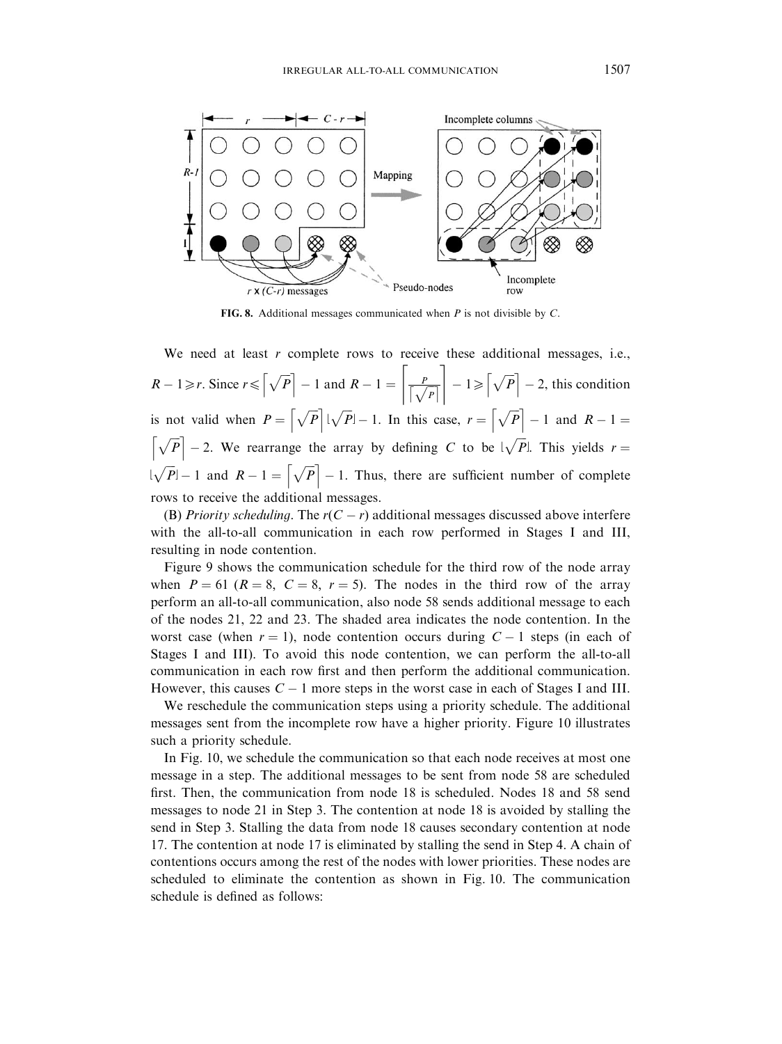**FIG. 8.** Additional messages communicated when $P$ is not divisible by $C$.

We need at least $r$ complete rows to receive these additional messages, i.e., $R-1 \geqslant r$. Since $r \leqslant \lceil \sqrt{P} \rceil - 1$ and $R - 1 = \left\lceil \frac{P}{\lceil \sqrt{P} \rceil} \right\rceil - 1 \geqslant \lceil \sqrt{P} \rceil - 2$, this condition is not valid when $P = \lceil \sqrt{P} \rceil \lfloor \sqrt{P} \rfloor - 1$. In this case, $r = \lceil \sqrt{P} \rceil - 1$ and $R - 1 = \lceil \sqrt{P} \rceil - 2$. We rearrange the array by defining $C$ to be $\lfloor \sqrt{P} \rfloor$. This yields $r = \lfloor \sqrt{P} \rfloor - 1$ and $R - 1 = \lceil \sqrt{P} \rceil - 1$. Thus, there are sufficient number of complete rows to receive the additional messages.

(B) *Priority scheduling*. The $r(C-r)$ additional messages discussed above interfere with the all-to-all communication in each row performed in Stages I and III, resulting in node contention.

Figure 9 shows the communication schedule for the third row of the node array when $P = 61$ ($R = 8$, $C = 8$, $r = 5$). The nodes in the third row of the array perform an all-to-all communication, also node 58 sends additional message to each of the nodes 21, 22 and 23. The shaded area indicates the node contention. In the worst case (when $r = 1$), node contention occurs during $C - 1$ steps (in each of Stages I and III). To avoid this node contention, we can perform the all-to-all communication in each row first and then perform the additional communication. However, this causes $C - 1$ more steps in the worst case in each of Stages I and III.

We reschedule the communication steps using a priority schedule. The additional messages sent from the incomplete row have a higher priority. Figure 10 illustrates such a priority schedule.

In Fig. 10, we schedule the communication so that each node receives at most one message in a step. The additional messages to be sent from node 58 are scheduled first. Then, the communication from node 18 is scheduled. Nodes 18 and 58 send messages to node 21 in Step 3. The contention at node 18 is avoided by stalling the send in Step 3. Stalling the data from node 18 causes secondary contention at node 17. The contention at node 17 is eliminated by stalling the send in Step 4. A chain of contentions occurs among the rest of the nodes with lower priorities. These nodes are scheduled to eliminate the contention as shown in Fig. 10. The communication schedule is defined as follows: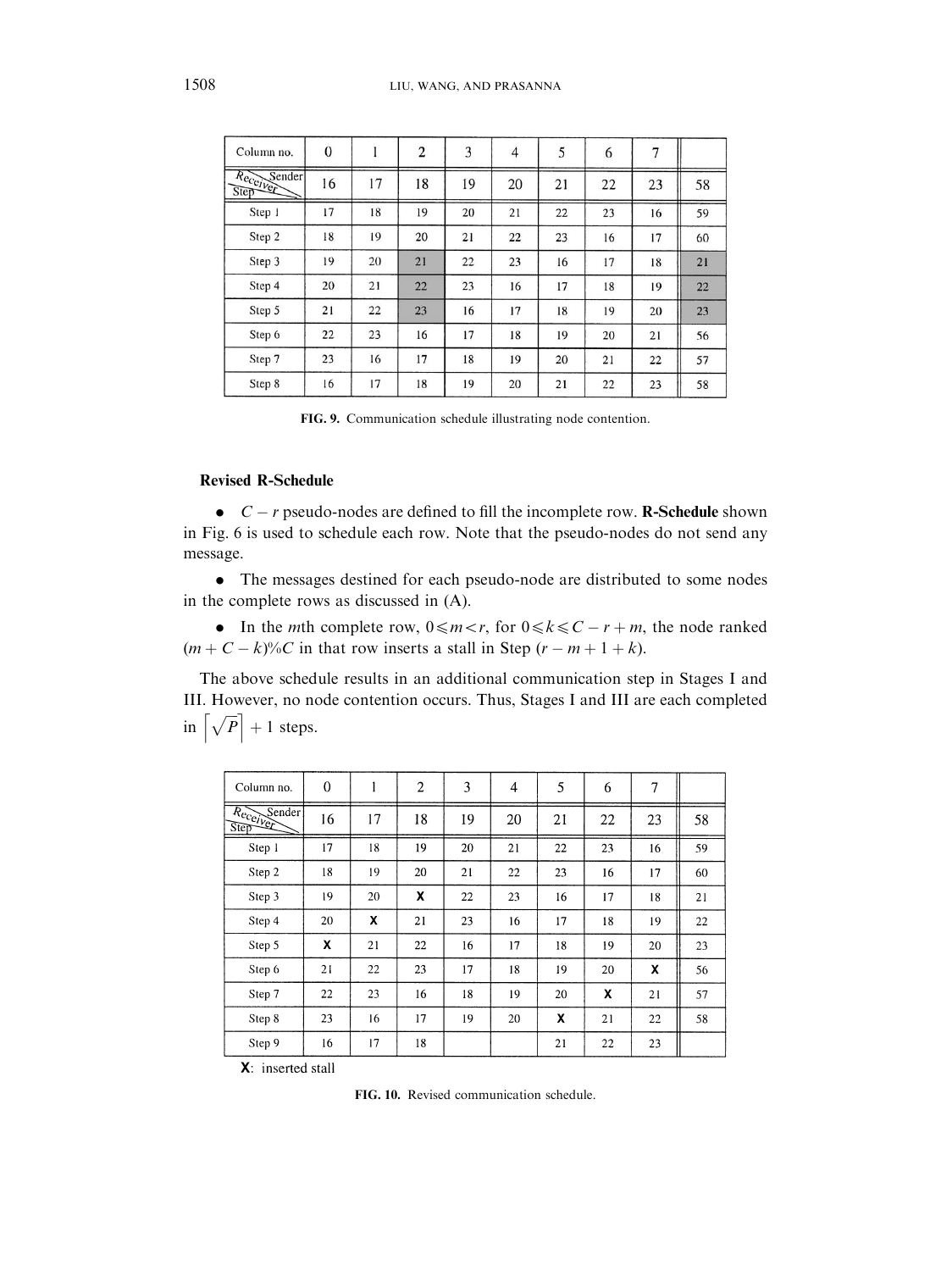| Column no. | 0 | 1 | 2 | 3 | 4 | 5 | 6 | 7 | |
|---|---|---|---|---|---|---|---|---|---|
| Receiver / Sender / Step | 16 | 17 | 18 | 19 | 20 | 21 | 22 | 23 | 58 |
| Step 1 | 17 | 18 | 19 | 20 | 21 | 22 | 23 | 16 | 59 |
| Step 2 | 18 | 19 | 20 | 21 | 22 | 23 | 16 | 17 | 60 |
| Step 3 | 19 | 20 | 21 | 22 | 23 | 16 | 17 | 18 | 21 |
| Step 4 | 20 | 21 | 22 | 23 | 16 | 17 | 18 | 19 | 22 |
| Step 5 | 21 | 22 | 23 | 16 | 17 | 18 | 19 | 20 | 23 |
| Step 6 | 22 | 23 | 16 | 17 | 18 | 19 | 20 | 21 | 56 |
| Step 7 | 23 | 16 | 17 | 18 | 19 | 20 | 21 | 22 | 57 |
| Step 8 | 16 | 17 | 18 | 19 | 20 | 21 | 22 | 23 | 58 |

**FIG. 9.** Communication schedule illustrating node contention.

**Revised R-Schedule**

- $C - r$ pseudo-nodes are defined to fill the incomplete row. **R-Schedule** shown in Fig. 6 is used to schedule each row. Note that the pseudo-nodes do not send any message.
- The messages destined for each pseudo-node are distributed to some nodes in the complete rows as discussed in (A).
- In the $m$th complete row, $0 \leqslant m < r$, for $0 \leqslant k \leqslant C - r + m$, the node ranked $(m + C - k)\%C$ in that row inserts a stall in Step $(r - m + 1 + k)$.

The above schedule results in an additional communication step in Stages I and III. However, no node contention occurs. Thus, Stages I and III are each completed in $\lceil \sqrt{P} \rceil + 1$ steps.

| Column no. | 0 | 1 | 2 | 3 | 4 | 5 | 6 | 7 | |
|---|---|---|---|---|---|---|---|---|---|
| Receiver / Sender / Step | 16 | 17 | 18 | 19 | 20 | 21 | 22 | 23 | 58 |
| Step 1 | 17 | 18 | 19 | 20 | 21 | 22 | 23 | 16 | 59 |
| Step 2 | 18 | 19 | 20 | 21 | 22 | 23 | 16 | 17 | 60 |
| Step 3 | 19 | 20 | X | 22 | 23 | 16 | 17 | 18 | 21 |
| Step 4 | 20 | X | 21 | 23 | 16 | 17 | 18 | 19 | 22 |
| Step 5 | X | 21 | 22 | 16 | 17 | 18 | 19 | 20 | 23 |
| Step 6 | 21 | 22 | 23 | 17 | 18 | 19 | 20 | X | 56 |
| Step 7 | 22 | 23 | 16 | 18 | 19 | 20 | X | 21 | 57 |
| Step 8 | 23 | 16 | 17 | 19 | 20 | X | 21 | 22 | 58 |
| Step 9 | 16 | 17 | 18 | | | 21 | 22 | 23 | |

**X**: inserted stall

**FIG. 10.** Revised communication schedule.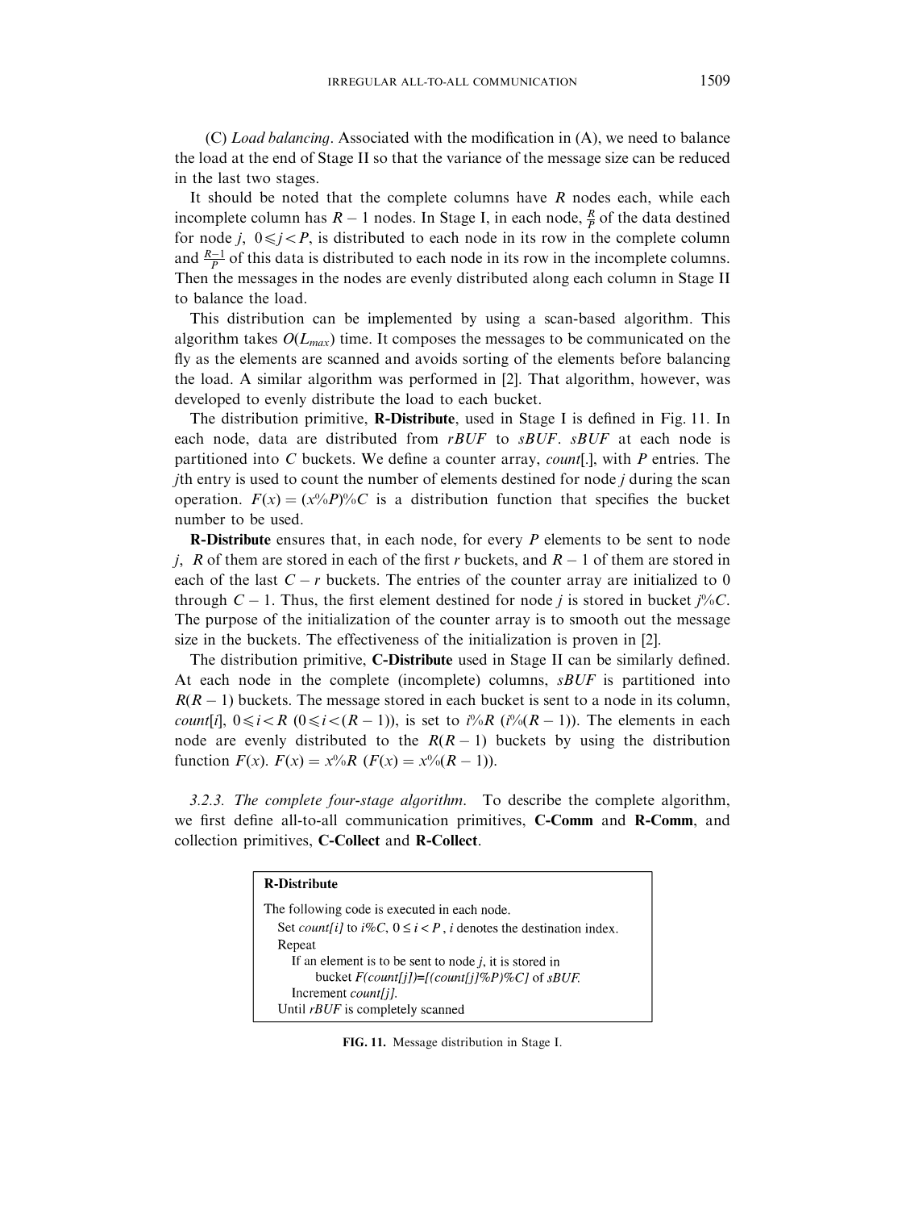(C) *Load balancing*. Associated with the modification in (A), we need to balance the load at the end of Stage II so that the variance of the message size can be reduced in the last two stages.

It should be noted that the complete columns have $R$ nodes each, while each incomplete column has $R-1$ nodes. In Stage I, in each node, $\frac{R}{P}$ of the data destined for node $j$, $0 \leqslant j < P$, is distributed to each node in its row in the complete column and $\frac{R-1}{P}$ of this data is distributed to each node in its row in the incomplete columns. Then the messages in the nodes are evenly distributed along each column in Stage II to balance the load.

This distribution can be implemented by using a scan-based algorithm. This algorithm takes $O(L_{max})$ time. It composes the messages to be communicated on the fly as the elements are scanned and avoids sorting of the elements before balancing the load. A similar algorithm was performed in [2]. That algorithm, however, was developed to evenly distribute the load to each bucket.

The distribution primitive, **R-Distribute**, used in Stage I is defined in Fig. 11. In each node, data are distributed from *rBUF* to *sBUF*. *sBUF* at each node is partitioned into $C$ buckets. We define a counter array, *count*[.], with $P$ entries. The $j$th entry is used to count the number of elements destined for node $j$ during the scan operation. $F(x) = (x\%P)\%C$ is a distribution function that specifies the bucket number to be used.

**R-Distribute** ensures that, in each node, for every $P$ elements to be sent to node $j$, $R$ of them are stored in each of the first $r$ buckets, and $R-1$ of them are stored in each of the last $C-r$ buckets. The entries of the counter array are initialized to 0 through $C-1$. Thus, the first element destined for node $j$ is stored in bucket $j\%C$. The purpose of the initialization of the counter array is to smooth out the message size in the buckets. The effectiveness of the initialization is proven in [2].

The distribution primitive, **C-Distribute** used in Stage II can be similarly defined. At each node in the complete (incomplete) columns, *sBUF* is partitioned into $R(R-1)$ buckets. The message stored in each bucket is sent to a node in its column, *count*$[i]$, $0 \leqslant i < R$ $(0 \leqslant i < (R-1))$, is set to $i\%R$ $(i\%(R-1))$. The elements in each node are evenly distributed to the $R(R-1)$ buckets by using the distribution function $F(x)$. $F(x) = x\%R$ $(F(x) = x\%(R-1))$.

### 3.2.3. *The complete four-stage algorithm.*

To describe the complete algorithm, we first define all-to-all communication primitives, **C-Comm** and **R-Comm**, and collection primitives, **C-Collect** and **R-Collect**.

```
R-Distribute
The following code is executed in each node.
   Set count[i] to i%C, 0 ≤ i < P , i denotes the destination index.
   Repeat
      If an element is to be sent to node j, it is stored in
            bucket F(count[j])=[(count[j]%P)%C] of sBUF.
      Increment count[j].
   Until rBUF is completely scanned
```

**FIG. 11.** Message distribution in Stage I.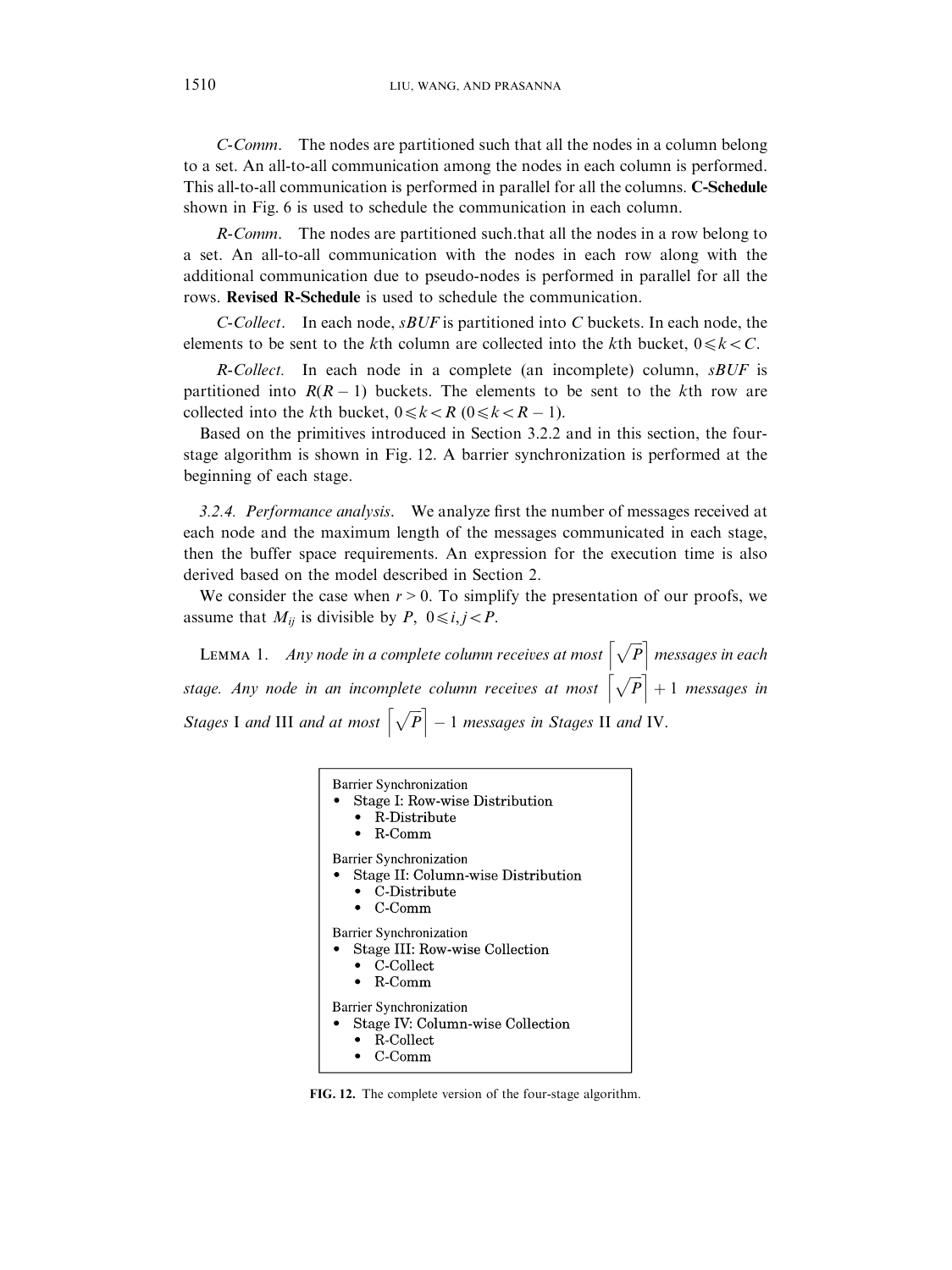*C-Comm*. The nodes are partitioned such that all the nodes in a column belong to a set. An all-to-all communication among the nodes in each column is performed. This all-to-all communication is performed in parallel for all the columns. **C-Schedule** shown in Fig. 6 is used to schedule the communication in each column.

*R-Comm*. The nodes are partitioned such.that all the nodes in a row belong to a set. An all-to-all communication with the nodes in each row along with the additional communication due to pseudo-nodes is performed in parallel for all the rows. **Revised R-Schedule** is used to schedule the communication.

*C-Collect*. In each node, *sBUF* is partitioned into $C$ buckets. In each node, the elements to be sent to the $k$th column are collected into the $k$th bucket, $0 \leqslant k < C$.

*R-Collect.* In each node in a complete (an incomplete) column, *sBUF* is partitioned into $R(R-1)$ buckets. The elements to be sent to the $k$th row are collected into the $k$th bucket, $0 \leqslant k < R$ $(0 \leqslant k < R-1)$.

Based on the primitives introduced in Section 3.2.2 and in this section, the four-stage algorithm is shown in Fig. 12. A barrier synchronization is performed at the beginning of each stage.

*3.2.4. Performance analysis*. We analyze first the number of messages received at each node and the maximum length of the messages communicated in each stage, then the buffer space requirements. An expression for the execution time is also derived based on the model described in Section 2.

We consider the case when $r > 0$. To simplify the presentation of our proofs, we assume that $M_{ij}$ is divisible by $P$, $0 \leqslant i, j < P$.

LEMMA 1. *Any node in a complete column receives at most* $\left\lceil \sqrt{P} \right\rceil$ *messages in each stage. Any node in an incomplete column receives at most* $\left\lceil \sqrt{P} \right\rceil + 1$ *messages in Stages* I *and* III *and at most* $\left\lceil \sqrt{P} \right\rceil - 1$ *messages in Stages* II *and* IV.

Barrier Synchronization
- Stage I: Row-wise Distribution
  - R-Distribute
  - R-Comm

Barrier Synchronization
- Stage II: Column-wise Distribution
  - C-Distribute
  - C-Comm

Barrier Synchronization
- Stage III: Row-wise Collection
  - C-Collect
  - R-Comm

Barrier Synchronization
- Stage IV: Column-wise Collection
  - R-Collect
  - C-Comm

**FIG. 12.** The complete version of the four-stage algorithm.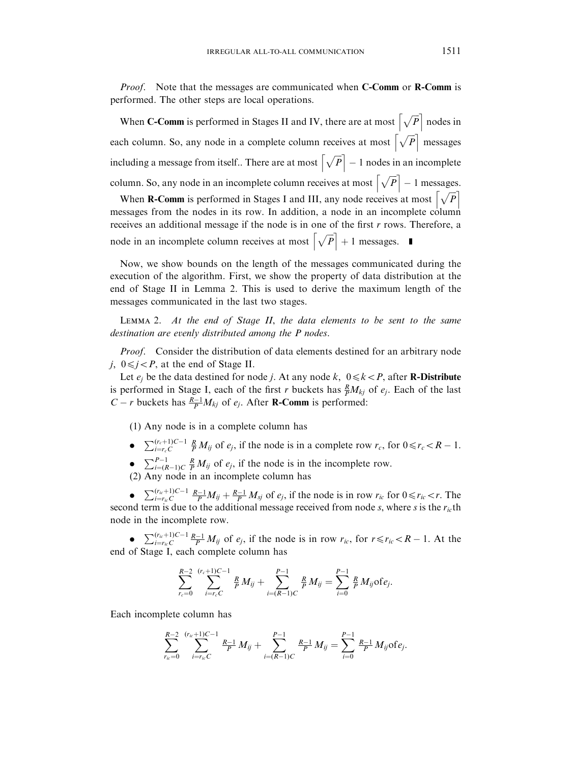*Proof.* Note that the messages are communicated when **C-Comm** or **R-Comm** is performed. The other steps are local operations.

When **C-Comm** is performed in Stages II and IV, there are at most $\lceil \sqrt{P} \rceil$ nodes in each column. So, any node in a complete column receives at most $\lceil \sqrt{P} \rceil$ messages including a message from itself.. There are at most $\lceil \sqrt{P} \rceil - 1$ nodes in an incomplete column. So, any node in an incomplete column receives at most $\lceil \sqrt{P} \rceil - 1$ messages.

When **R-Comm** is performed in Stages I and III, any node receives at most $\lceil \sqrt{P} \rceil$ messages from the nodes in its row. In addition, a node in an incomplete column receives an additional message if the node is in one of the first $r$ rows. Therefore, a node in an incomplete column receives at most $\lceil \sqrt{P} \rceil + 1$ messages. ∎

Now, we show bounds on the length of the messages communicated during the execution of the algorithm. First, we show the property of data distribution at the end of Stage II in Lemma 2. This is used to derive the maximum length of the messages communicated in the last two stages.

LEMMA 2. *At the end of Stage II, the data elements to be sent to the same destination are evenly distributed among the P nodes.*

*Proof.* Consider the distribution of data elements destined for an arbitrary node $j$, $0 \leqslant j < P$, at the end of Stage II.

Let $e_j$ be the data destined for node $j$. At any node $k$, $0 \leqslant k < P$, after **R-Distribute** is performed in Stage I, each of the first $r$ buckets has $\frac{R}{P} M_{kj}$ of $e_j$. Each of the last $C - r$ buckets has $\frac{R-1}{P} M_{kj}$ of $e_j$. After **R-Comm** is performed:

(1) Any node is in a complete column has

- $\sum_{i=r_c C}^{(r_c+1)C-1} \frac{R}{P} M_{ij}$ of $e_j$, if the node is in a complete row $r_c$, for $0 \leqslant r_c < R - 1$.
- $\sum_{i=(R-1)C}^{P-1} \frac{R}{P} M_{ij}$ of $e_j$, if the node is in the incomplete row.

(2) Any node in an incomplete column has

- $\sum_{i=r_{ic} C}^{(r_{ic}+1)C-1} \frac{R-1}{P} M_{ij} + \frac{R-1}{P} M_{sj}$ of $e_j$, if the node is in row $r_{ic}$ for $0 \leqslant r_{ic} < r$. The second term is due to the additional message received from node $s$, where $s$ is the $r_{ic}$th node in the incomplete row.
- $\sum_{i=r_{ic} C}^{(r_{ic}+1)C-1} \frac{R-1}{P} M_{ij}$ of $e_j$, if the node is in row $r_{ic}$, for $r \leqslant r_{ic} < R - 1$. At the end of Stage I, each complete column has

$$\sum_{r_c=0}^{R-2} \sum_{i=r_c C}^{(r_c+1)C-1} \frac{R}{P} M_{ij} + \sum_{i=(R-1)C}^{P-1} \frac{R}{P} M_{ij} = \sum_{i=0}^{P-1} \frac{R}{P} M_{ij} \text{of} e_j.$$

Each incomplete column has

$$\sum_{r_{ic}=0}^{R-2} \sum_{i=r_{ic} C}^{(r_{ic}+1)C-1} \frac{R-1}{P} M_{ij} + \sum_{i=(R-1)C}^{P-1} \frac{R-1}{P} M_{ij} = \sum_{i=0}^{P-1} \frac{R-1}{P} M_{ij} \text{of} e_j.$$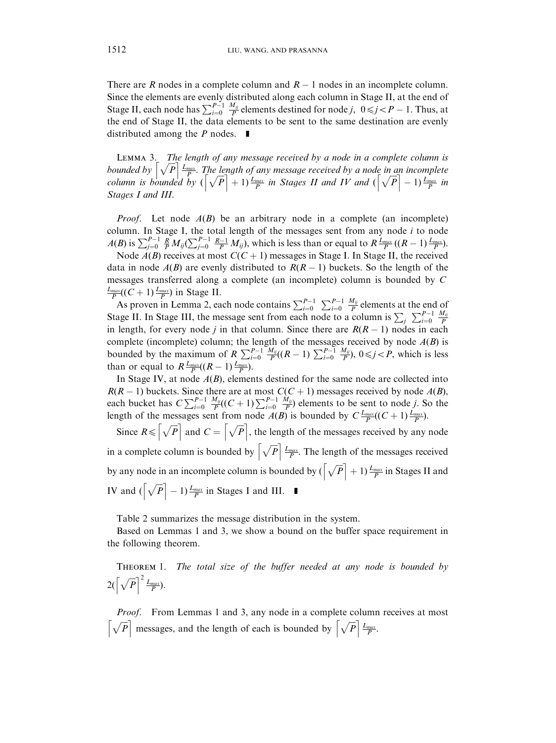There are $R$ nodes in a complete column and $R-1$ nodes in an incomplete column. Since the elements are evenly distributed along each column in Stage II, at the end of Stage II, each node has $\sum_{i=0}^{P-1} \frac{M_{ij}}{P}$ elements destined for node $j$, $0 \leqslant j < P-1$. Thus, at the end of Stage II, the data elements to be sent to the same destination are evenly distributed among the $P$ nodes. ∎

Lemma 3. *The length of any message received by a node in a complete column is bounded by $\lceil \sqrt{P} \rceil \frac{L_{max}}{P}$. The length of any message received by a node in an incomplete column is bounded by $(\lceil \sqrt{P} \rceil + 1)\frac{L_{max}}{P}$ in Stages II and IV and $(\lceil \sqrt{P} \rceil - 1)\frac{L_{max}}{P}$ in Stages I and III.*

*Proof.* Let node $A(B)$ be an arbitrary node in a complete (an incomplete) column. In Stage I, the total length of the messages sent from any node $i$ to node $A(B)$ is $\sum_{j=0}^{P-1} \frac{R}{P} M_{ij} (\sum_{j=0}^{P-1} \frac{R-1}{P} M_{ij})$, which is less than or equal to $R\frac{L_{max}}{P}((R-1)\frac{L_{max}}{P})$.

Node $A(B)$ receives at most $C(C+1)$ messages in Stage I. In Stage II, the received data in node $A(B)$ are evenly distributed to $R(R-1)$ buckets. So the length of the messages transferred along a complete (an incomplete) column is bounded by $C \frac{L_{max}}{P}((C+1)\frac{L_{max}}{P})$ in Stage II.

As proven in Lemma 2, each node contains $\sum_{i=0}^{P-1} \sum_{i=0}^{P-1} \frac{M_{ij}}{P}$ elements at the end of Stage II. In Stage III, the message sent from each node to a column is $\sum_j \sum_{i=0}^{P-1} \frac{M_{ij}}{P}$ in length, for every node $j$ in that column. Since there are $R(R-1)$ nodes in each complete (incomplete) column; the length of the messages received by node $A(B)$ is bounded by the maximum of $R\sum_{i=0}^{P-1} \frac{M_{ij}}{P}((R-1)\sum_{i=0}^{P-1} \frac{M_{ij}}{P})$, $0 \leqslant j < P$, which is less than or equal to $R\frac{L_{max}}{P}((R-1)\frac{L_{max}}{P})$.

In Stage IV, at node $A(B)$, elements destined for the same node are collected into $R(R-1)$ buckets. Since there are at most $C(C+1)$ messages received by node $A(B)$, each bucket has $C\sum_{i=0}^{P-1} \frac{M_{ij}}{P}((C+1)\sum_{i=0}^{P-1} \frac{M_{ij}}{P})$ elements to be sent to node $j$. So the length of the messages sent from node $A(B)$ is bounded by $C\frac{L_{max}}{P}((C+1)\frac{L_{max}}{P})$.

Since $R \leqslant \lceil \sqrt{P} \rceil$ and $C = \lceil \sqrt{P} \rceil$, the length of the messages received by any node in a complete column is bounded by $\lceil \sqrt{P} \rceil \frac{L_{max}}{P}$. The length of the messages received by any node in an incomplete column is bounded by $(\lceil \sqrt{P} \rceil + 1)\frac{L_{max}}{P}$ in Stages II and IV and $(\lceil \sqrt{P} \rceil - 1)\frac{L_{max}}{P}$ in Stages I and III. ∎

Table 2 summarizes the message distribution in the system.

Based on Lemmas 1 and 3, we show a bound on the buffer space requirement in the following theorem.

Theorem 1. *The total size of the buffer needed at any node is bounded by $2(\lceil \sqrt{P} \rceil^2 \frac{L_{max}}{P})$.*

*Proof.* From Lemmas 1 and 3, any node in a complete column receives at most $\lceil \sqrt{P} \rceil$ messages, and the length of each is bounded by $\lceil \sqrt{P} \rceil \frac{L_{max}}{P}$.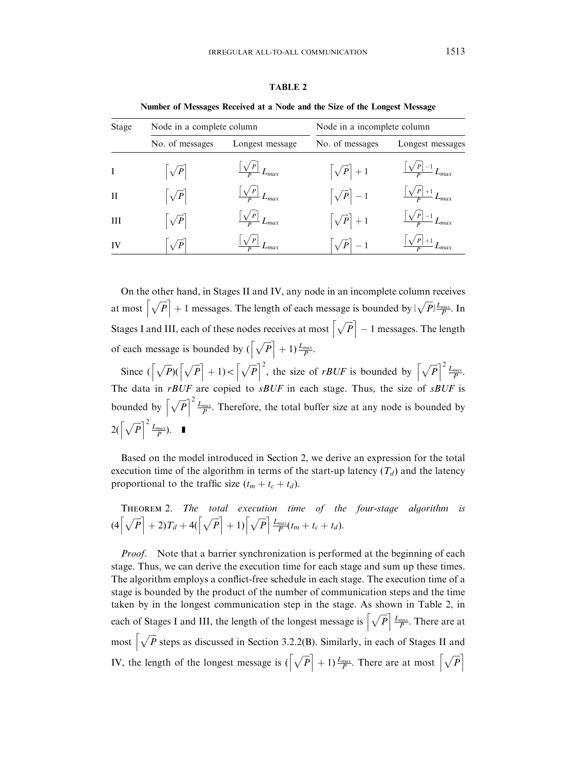**TABLE 2**

**Number of Messages Received at a Node and the Size of the Longest Message**

| Stage | Node in a complete column | | Node in a incomplete column | |
|---|---|---|---|---|
| | No. of messages | Longest message | No. of messages | Longest messages |
| I | $\left\lceil\sqrt{P}\right\rceil$ | $\frac{\left\lfloor\sqrt{P}\right\rfloor}{P}L_{max}$ | $\left\lceil\sqrt{P}\right\rceil+1$ | $\frac{\left\lfloor\sqrt{P}\right\rfloor-1}{P}L_{max}$ |
| II | $\left\lceil\sqrt{P}\right\rceil$ | $\frac{\left\lceil\sqrt{P}\right\rceil}{P}L_{max}$ | $\left\lceil\sqrt{P}\right\rceil-1$ | $\frac{\left\lceil\sqrt{P}\right\rceil+1}{P}L_{max}$ |
| III | $\left\lceil\sqrt{P}\right\rceil$ | $\frac{\left\lfloor\sqrt{P}\right\rfloor}{P}L_{max}$ | $\left\lceil\sqrt{P}\right\rceil+1$ | $\frac{\left\lfloor\sqrt{P}\right\rfloor-1}{P}L_{max}$ |
| IV | $\left\lceil\sqrt{P}\right\rceil$ | $\frac{\left\lceil\sqrt{P}\right\rceil}{P}L_{max}$ | $\left\lceil\sqrt{P}\right\rceil-1$ | $\frac{\left\lceil\sqrt{P}\right\rceil+1}{P}L_{max}$ |

On the other hand, in Stages II and IV, any node in an incomplete column receives at most $\left\lceil\sqrt{P}\right\rceil+1$ messages. The length of each message is bounded by $\lfloor\sqrt{P}\rfloor\frac{L_{max}}{P}$. In Stages I and III, each of these nodes receives at most $\left\lceil\sqrt{P}\right\rceil-1$ messages. The length of each message is bounded by $(\left\lceil\sqrt{P}\right\rceil+1)\frac{L_{max}}{P}$.

Since $(\left\lceil\sqrt{P}\right)(\left\lceil\sqrt{P}\right\rceil+1)<\left\lceil\sqrt{P}\right\rceil^2$, the size of *rBUF* is bounded by $\left\lceil\sqrt{P}\right\rceil^2\frac{L_{max}}{P}$. The data in *rBUF* are copied to *sBUF* in each stage. Thus, the size of *sBUF* is bounded by $\left\lceil\sqrt{P}\right\rceil^2\frac{L_{max}}{P}$. Therefore, the total buffer size at any node is bounded by $2(\left\lceil\sqrt{P}\right\rceil^2\frac{L_{max}}{P})$. ∎

Based on the model introduced in Section 2, we derive an expression for the total execution time of the algorithm in terms of the start-up latency ($T_d$) and the latency proportional to the traffic size ($t_m+t_c+t_d$).

THEOREM 2. *The total execution time of the four-stage algorithm is* $(4\left\lceil\sqrt{P}\right\rceil+2)T_d+4(\left\lceil\sqrt{P}\right\rceil+1)\left\lceil\sqrt{P}\right\rceil\frac{L_{max}}{P}(t_m+t_c+t_d)$.

*Proof.* Note that a barrier synchronization is performed at the beginning of each stage. Thus, we can derive the execution time for each stage and sum up these times. The algorithm employs a conflict-free schedule in each stage. The execution time of a stage is bounded by the product of the number of communication steps and the time taken by in the longest communication step in the stage. As shown in Table 2, in each of Stages I and III, the length of the longest message is $\left\lceil\sqrt{P}\right\rceil\frac{L_{max}}{P}$. There are at most $\left\lceil\sqrt{P}\right.$ steps as discussed in Section 3.2.2(B). Similarly, in each of Stages II and IV, the length of the longest message is $(\left\lceil\sqrt{P}\right\rceil+1)\frac{L_{max}}{P}$. There are at most $\left\lceil\sqrt{P}\right\rceil$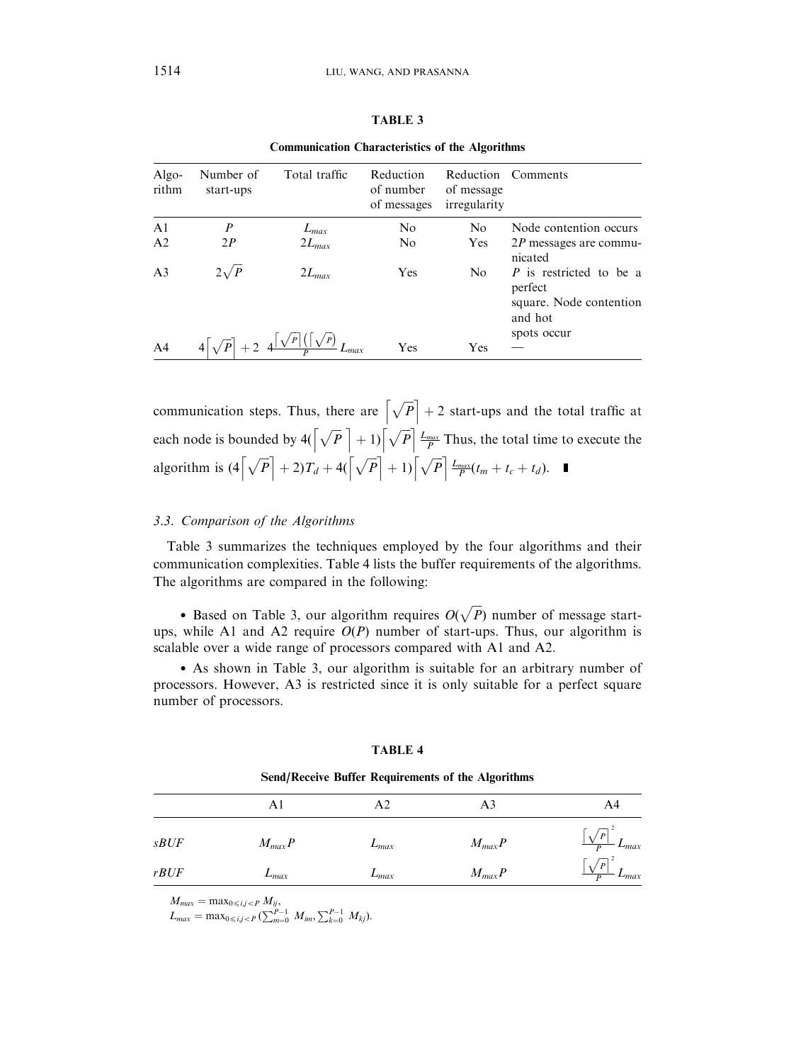**TABLE 3**

**Communication Characteristics of the Algorithms**

| Algorithm | Number of start-ups | Total traffic | Reduction of number of messages | Reduction of message irregularity | Comments |
|---|---|---|---|---|---|
| A1 | $P$ | $L_{max}$ | No | No | Node contention occurs |
| A2 | $2P$ | $2L_{max}$ | No | Yes | $2P$ messages are communicated |
| A3 | $2\sqrt{P}$ | $2L_{max}$ | Yes | No | $P$ is restricted to be a perfect square. Node contention and hot spots occur |
| A4 | $4\lceil\sqrt{P}\rceil + 2$ | $4\frac{\lceil\sqrt{P}\rceil(\lceil\sqrt{P})}{P}L_{max}$ | Yes | Yes | — |

communication steps. Thus, there are $\lceil\sqrt{P}\rceil + 2$ start-ups and the total traffic at each node is bounded by $4(\lceil\sqrt{P}\rceil + 1)\lceil\sqrt{P}\rceil\frac{L_{max}}{P}$ Thus, the total time to execute the algorithm is $(4\lceil\sqrt{P}\rceil + 2)T_d + 4(\lceil\sqrt{P}\rceil + 1)\lceil\sqrt{P}\rceil\frac{L_{max}}{P}(t_m + t_c + t_d)$. ∎

### 3.3. Comparison of the Algorithms

Table 3 summarizes the techniques employed by the four algorithms and their communication complexities. Table 4 lists the buffer requirements of the algorithms. The algorithms are compared in the following:

- Based on Table 3, our algorithm requires $O(\sqrt{P})$ number of message start-ups, while A1 and A2 require $O(P)$ number of start-ups. Thus, our algorithm is scalable over a wide range of processors compared with A1 and A2.

- As shown in Table 3, our algorithm is suitable for an arbitrary number of processors. However, A3 is restricted since it is only suitable for a perfect square number of processors.

**TABLE 4**

**Send/Receive Buffer Requirements of the Algorithms**

| | A1 | A2 | A3 | A4 |
|---|---|---|---|---|
| *sBUF* | $M_{max}P$ | $L_{max}$ | $M_{max}P$ | $\frac{\lceil\sqrt{P}\rceil^2}{P}L_{max}$ |
| *rBUF* | $L_{max}$ | $L_{max}$ | $M_{max}P$ | $\frac{\lceil\sqrt{P}\rceil^2}{P}L_{max}$ |

$M_{max} = \max_{0 \leqslant i,j < P} M_{ij}$,
$L_{max} = \max_{0 \leqslant i,j < P}(\sum_{m=0}^{P-1} M_{im}, \sum_{k=0}^{P-1} M_{kj})$.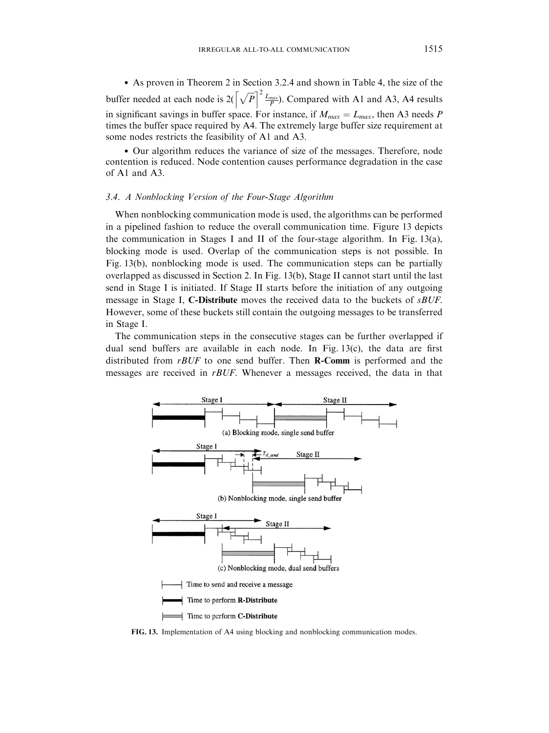- As proven in Theorem 2 in Section 3.2.4 and shown in Table 4, the size of the buffer needed at each node is $2(\left\lceil \sqrt{P} \right\rceil^2 \frac{L_{max}}{P})$. Compared with A1 and A3, A4 results in significant savings in buffer space. For instance, if $M_{max} = L_{max}$, then A3 needs $P$ times the buffer space required by A4. The extremely large buffer size requirement at some nodes restricts the feasibility of A1 and A3.

- Our algorithm reduces the variance of size of the messages. Therefore, node contention is reduced. Node contention causes performance degradation in the case of A1 and A3.

### 3.4. A Nonblocking Version of the Four-Stage Algorithm

When nonblocking communication mode is used, the algorithms can be performed in a pipelined fashion to reduce the overall communication time. Figure 13 depicts the communication in Stages I and II of the four-stage algorithm. In Fig. 13(a), blocking mode is used. Overlap of the communication steps is not possible. In Fig. 13(b), nonblocking mode is used. The communication steps can be partially overlapped as discussed in Section 2. In Fig. 13(b), Stage II cannot start until the last send in Stage I is initiated. If Stage II starts before the initiation of any outgoing message in Stage I, **C-Distribute** moves the received data to the buckets of *sBUF*. However, some of these buckets still contain the outgoing messages to be transferred in Stage I.

The communication steps in the consecutive stages can be further overlapped if dual send buffers are available in each node. In Fig. 13(c), the data are first distributed from *rBUF* to one send buffer. Then **R-Comm** is performed and the messages are received in *rBUF*. Whenever a messages received, the data in that

FIG. 13. Implementation of A4 using blocking and nonblocking communication modes.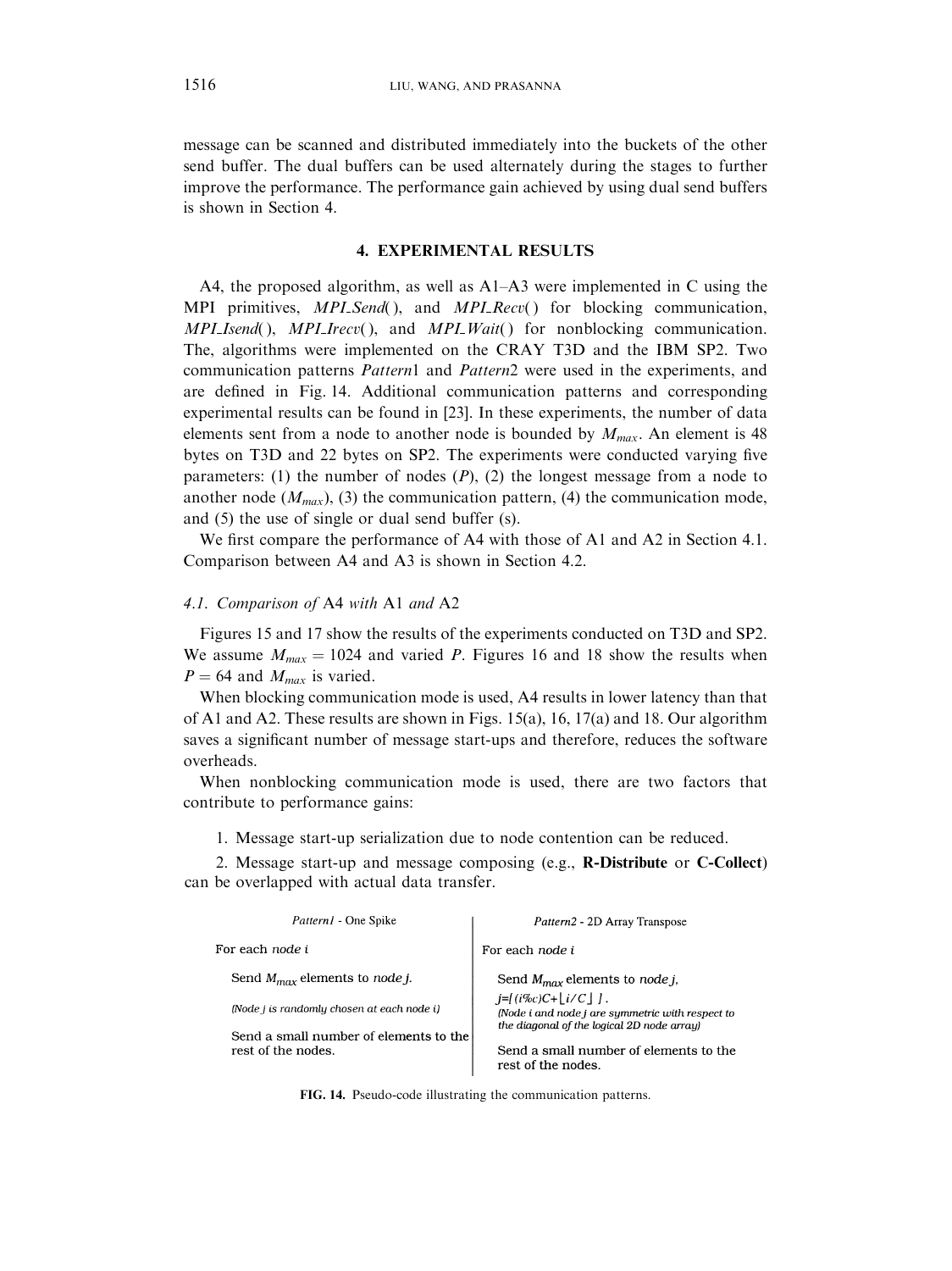message can be scanned and distributed immediately into the buckets of the other send buffer. The dual buffers can be used alternately during the stages to further improve the performance. The performance gain achieved by using dual send buffers is shown in Section 4.

## 4. EXPERIMENTAL RESULTS

A4, the proposed algorithm, as well as A1–A3 were implemented in C using the MPI primitives, *MPI_Send*( ), and *MPI_Recv*( ) for blocking communication, *MPI_Isend*( ), *MPI_Irecv*( ), and *MPI_Wait*( ) for nonblocking communication. The, algorithms were implemented on the CRAY T3D and the IBM SP2. Two communication patterns *Pattern*1 and *Pattern*2 were used in the experiments, and are defined in Fig. 14. Additional communication patterns and corresponding experimental results can be found in [23]. In these experiments, the number of data elements sent from a node to another node is bounded by $M_{max}$. An element is 48 bytes on T3D and 22 bytes on SP2. The experiments were conducted varying five parameters: (1) the number of nodes ($P$), (2) the longest message from a node to another node ($M_{max}$), (3) the communication pattern, (4) the communication mode, and (5) the use of single or dual send buffer (s).

We first compare the performance of A4 with those of A1 and A2 in Section 4.1. Comparison between A4 and A3 is shown in Section 4.2.

### 4.1. *Comparison of* A4 *with* A1 *and* A2

Figures 15 and 17 show the results of the experiments conducted on T3D and SP2. We assume $M_{max} = 1024$ and varied $P$. Figures 16 and 18 show the results when $P = 64$ and $M_{max}$ is varied.

When blocking communication mode is used, A4 results in lower latency than that of A1 and A2. These results are shown in Figs. 15(a), 16, 17(a) and 18. Our algorithm saves a significant number of message start-ups and therefore, reduces the software overheads.

When nonblocking communication mode is used, there are two factors that contribute to performance gains:

1. Message start-up serialization due to node contention can be reduced.

2. Message start-up and message composing (e.g., **R-Distribute** or **C-Collect**) can be overlapped with actual data transfer.

| *Pattern1* - One Spike | *Pattern2* - 2D Array Transpose |
|---|---|
| For each *node i* | For each *node i* |
| Send $M_{max}$ elements to *node j*. | Send $M_{max}$ elements to *node j*, |
| *(Node j is randomly chosen at each node i)* | $j = [(i\%c)C + \lfloor i/C \rfloor]$. *(Node i and node j are symmetric with respect to the diagonal of the logical 2D node array)* |
| Send a small number of elements to the rest of the nodes. | Send a small number of elements to the rest of the nodes. |

**FIG. 14.** Pseudo-code illustrating the communication patterns.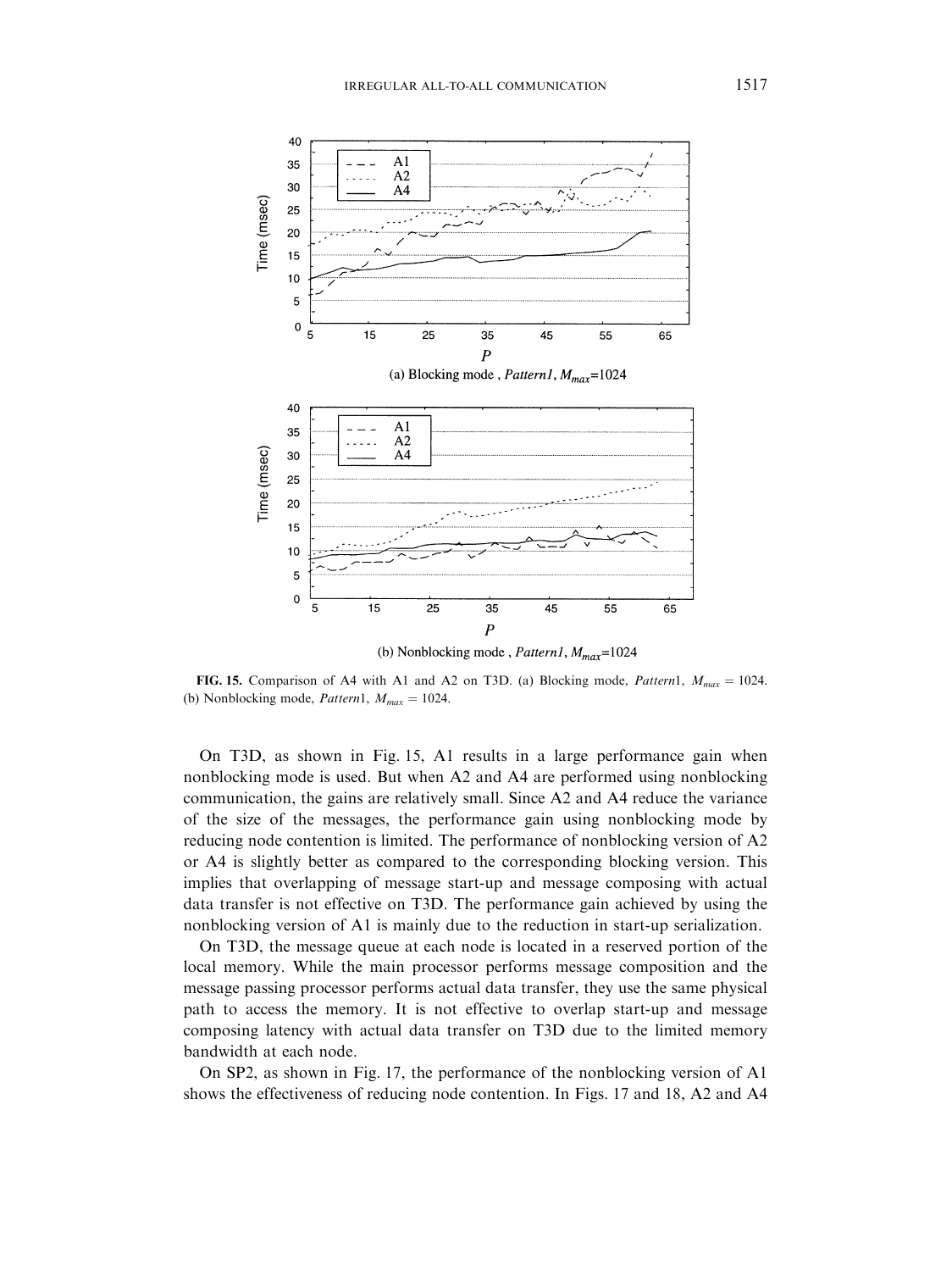(a) Blocking mode, *Pattern1*, $M_{max}$=1024

(b) Nonblocking mode, *Pattern1*, $M_{max}$=1024

**FIG. 15.** Comparison of A4 with A1 and A2 on T3D. (a) Blocking mode, *Pattern*1, $M_{max} = 1024$. (b) Nonblocking mode, *Pattern*1, $M_{max} = 1024$.

On T3D, as shown in Fig. 15, A1 results in a large performance gain when nonblocking mode is used. But when A2 and A4 are performed using nonblocking communication, the gains are relatively small. Since A2 and A4 reduce the variance of the size of the messages, the performance gain using nonblocking mode by reducing node contention is limited. The performance of nonblocking version of A2 or A4 is slightly better as compared to the corresponding blocking version. This implies that overlapping of message start-up and message composing with actual data transfer is not effective on T3D. The performance gain achieved by using the nonblocking version of A1 is mainly due to the reduction in start-up serialization.

On T3D, the message queue at each node is located in a reserved portion of the local memory. While the main processor performs message composition and the message passing processor performs actual data transfer, they use the same physical path to access the memory. It is not effective to overlap start-up and message composing latency with actual data transfer on T3D due to the limited memory bandwidth at each node.

On SP2, as shown in Fig. 17, the performance of the nonblocking version of A1 shows the effectiveness of reducing node contention. In Figs. 17 and 18, A2 and A4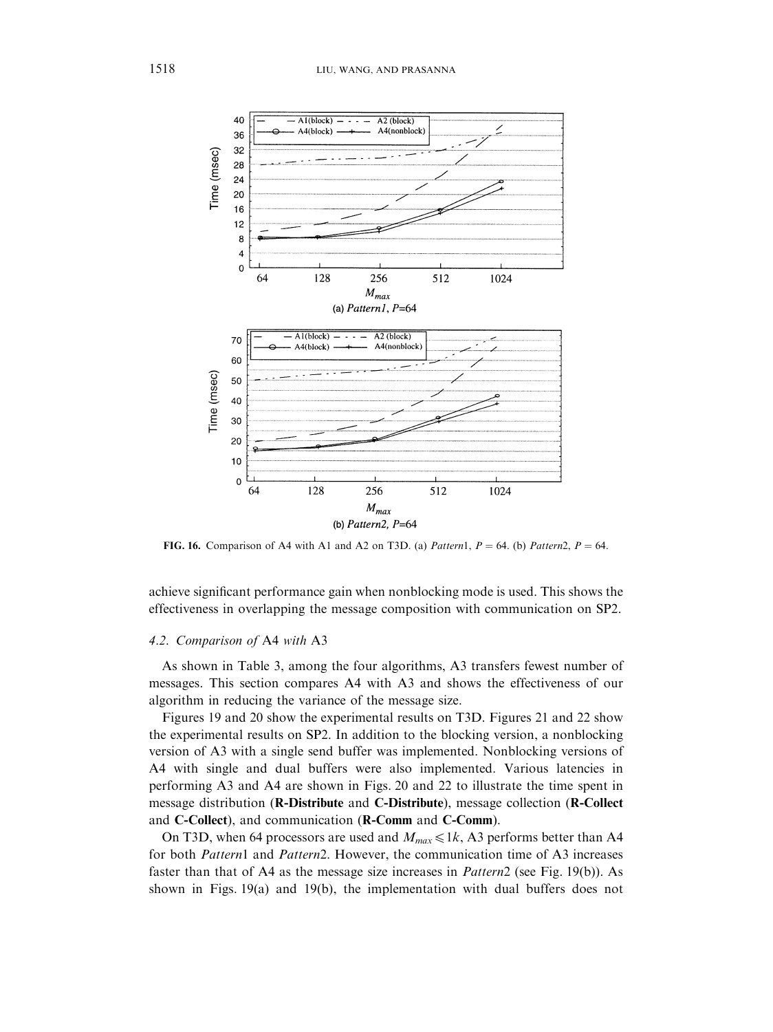FIG. 16. Comparison of A4 with A1 and A2 on T3D. (a) *Pattern*1, $P = 64$. (b) *Pattern*2, $P = 64$.

achieve significant performance gain when nonblocking mode is used. This shows the effectiveness in overlapping the message composition with communication on SP2.

### 4.2. Comparison of A4 with A3

As shown in Table 3, among the four algorithms, A3 transfers fewest number of messages. This section compares A4 with A3 and shows the effectiveness of our algorithm in reducing the variance of the message size.

Figures 19 and 20 show the experimental results on T3D. Figures 21 and 22 show the experimental results on SP2. In addition to the blocking version, a nonblocking version of A3 with a single send buffer was implemented. Nonblocking versions of A4 with single and dual buffers were also implemented. Various latencies in performing A3 and A4 are shown in Figs. 20 and 22 to illustrate the time spent in message distribution (**R-Distribute** and **C-Distribute**), message collection (**R-Collect** and **C-Collect**), and communication (**R-Comm** and **C-Comm**).

On T3D, when 64 processors are used and $M_{max} \leqslant 1k$, A3 performs better than A4 for both *Pattern*1 and *Pattern*2. However, the communication time of A3 increases faster than that of A4 as the message size increases in *Pattern*2 (see Fig. 19(b)). As shown in Figs. 19(a) and 19(b), the implementation with dual buffers does not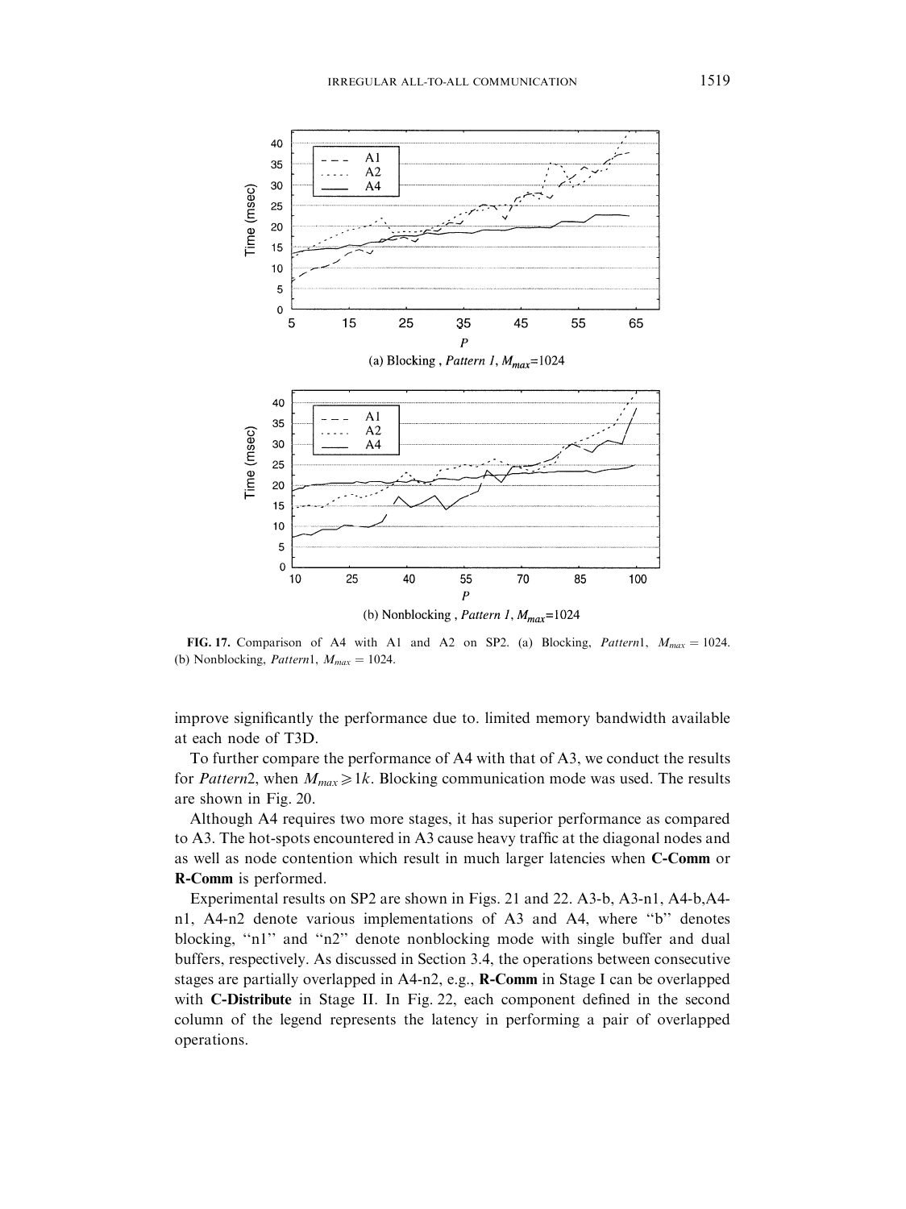**FIG. 17.** Comparison of A4 with A1 and A2 on SP2. (a) Blocking, *Pattern*1, $M_{max} = 1024$. (b) Nonblocking, *Pattern*1, $M_{max} = 1024$.

improve significantly the performance due to. limited memory bandwidth available at each node of T3D.

To further compare the performance of A4 with that of A3, we conduct the results for *Pattern*2, when $M_{max} \geqslant 1k$. Blocking communication mode was used. The results are shown in Fig. 20.

Although A4 requires two more stages, it has superior performance as compared to A3. The hot-spots encountered in A3 cause heavy traffic at the diagonal nodes and as well as node contention which result in much larger latencies when **C-Comm** or **R-Comm** is performed.

Experimental results on SP2 are shown in Figs. 21 and 22. A3-b, A3-n1, A4-b,A4-n1, A4-n2 denote various implementations of A3 and A4, where "b" denotes blocking, "n1" and "n2" denote nonblocking mode with single buffer and dual buffers, respectively. As discussed in Section 3.4, the operations between consecutive stages are partially overlapped in A4-n2, e.g., **R-Comm** in Stage I can be overlapped with **C-Distribute** in Stage II. In Fig. 22, each component defined in the second column of the legend represents the latency in performing a pair of overlapped operations.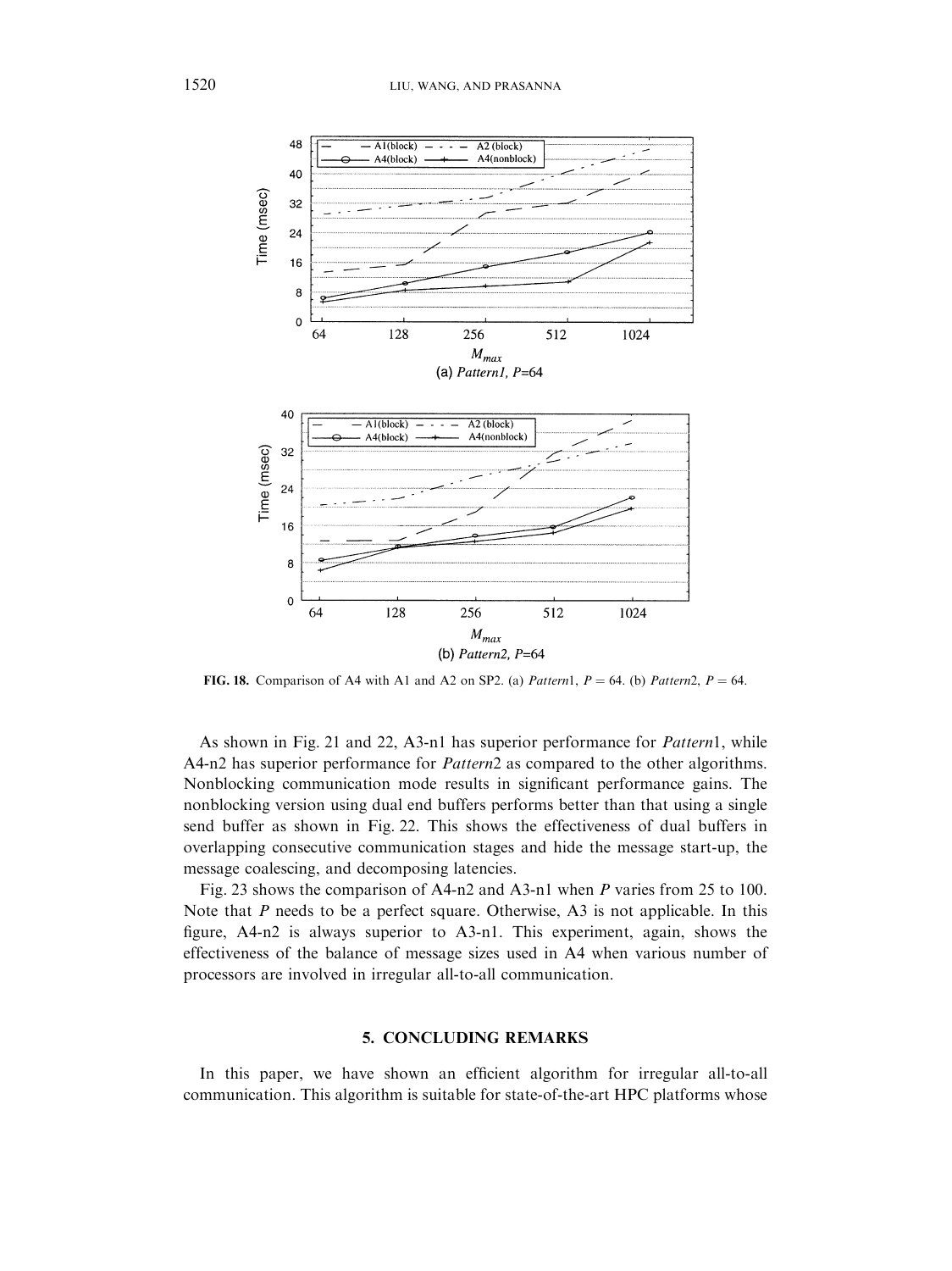**FIG. 18.** Comparison of A4 with A1 and A2 on SP2. (a) *Pattern*1, $P = 64$. (b) *Pattern*2, $P = 64$.

As shown in Fig. 21 and 22, A3-n1 has superior performance for *Pattern*1, while A4-n2 has superior performance for *Pattern*2 as compared to the other algorithms. Nonblocking communication mode results in significant performance gains. The nonblocking version using dual end buffers performs better than that using a single send buffer as shown in Fig. 22. This shows the effectiveness of dual buffers in overlapping consecutive communication stages and hide the message start-up, the message coalescing, and decomposing latencies.

Fig. 23 shows the comparison of A4-n2 and A3-n1 when $P$ varies from 25 to 100. Note that $P$ needs to be a perfect square. Otherwise, A3 is not applicable. In this figure, A4-n2 is always superior to A3-n1. This experiment, again, shows the effectiveness of the balance of message sizes used in A4 when various number of processors are involved in irregular all-to-all communication.

## 5. CONCLUDING REMARKS

In this paper, we have shown an efficient algorithm for irregular all-to-all communication. This algorithm is suitable for state-of-the-art HPC platforms whose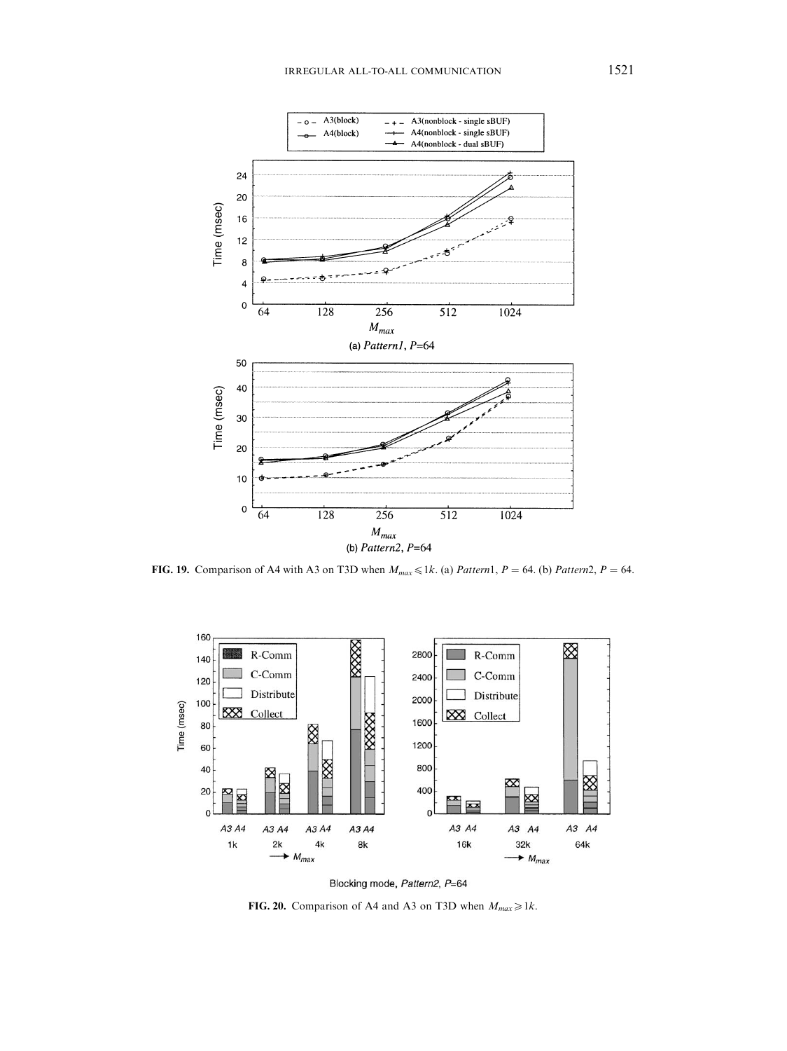FIG. 19. Comparison of A4 with A3 on T3D when $M_{max} \leqslant 1k$. (a) *Pattern*1, $P = 64$. (b) *Pattern*2, $P = 64$.

FIG. 20. Comparison of A4 and A3 on T3D when $M_{max} \geqslant 1k$.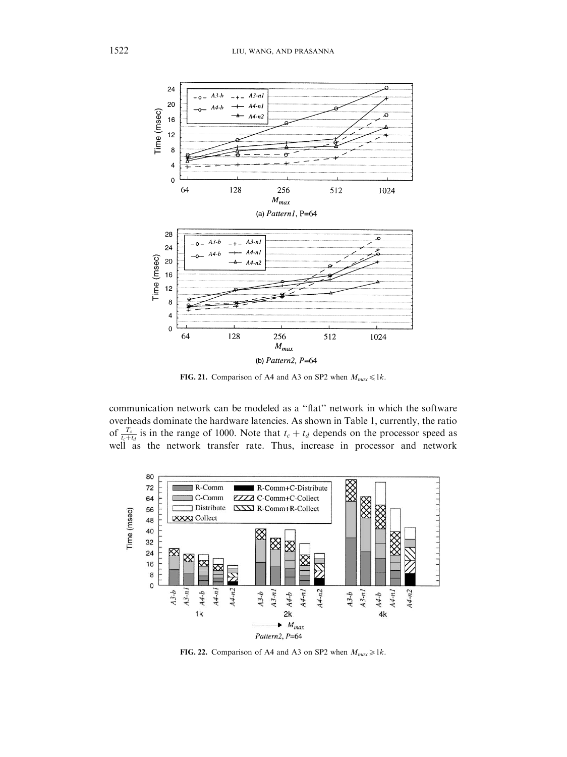FIG. 21. Comparison of A4 and A3 on SP2 when $M_{max} \leqslant 1k$.

communication network can be modeled as a "flat" network in which the software overheads dominate the hardware latencies. As shown in Table 1, currently, the ratio of $\frac{T_s}{t_c + t_d}$ is in the range of 1000. Note that $t_c + t_d$ depends on the processor speed as well as the network transfer rate. Thus, increase in processor and network

FIG. 22. Comparison of A4 and A3 on SP2 when $M_{max} \geqslant 1k$.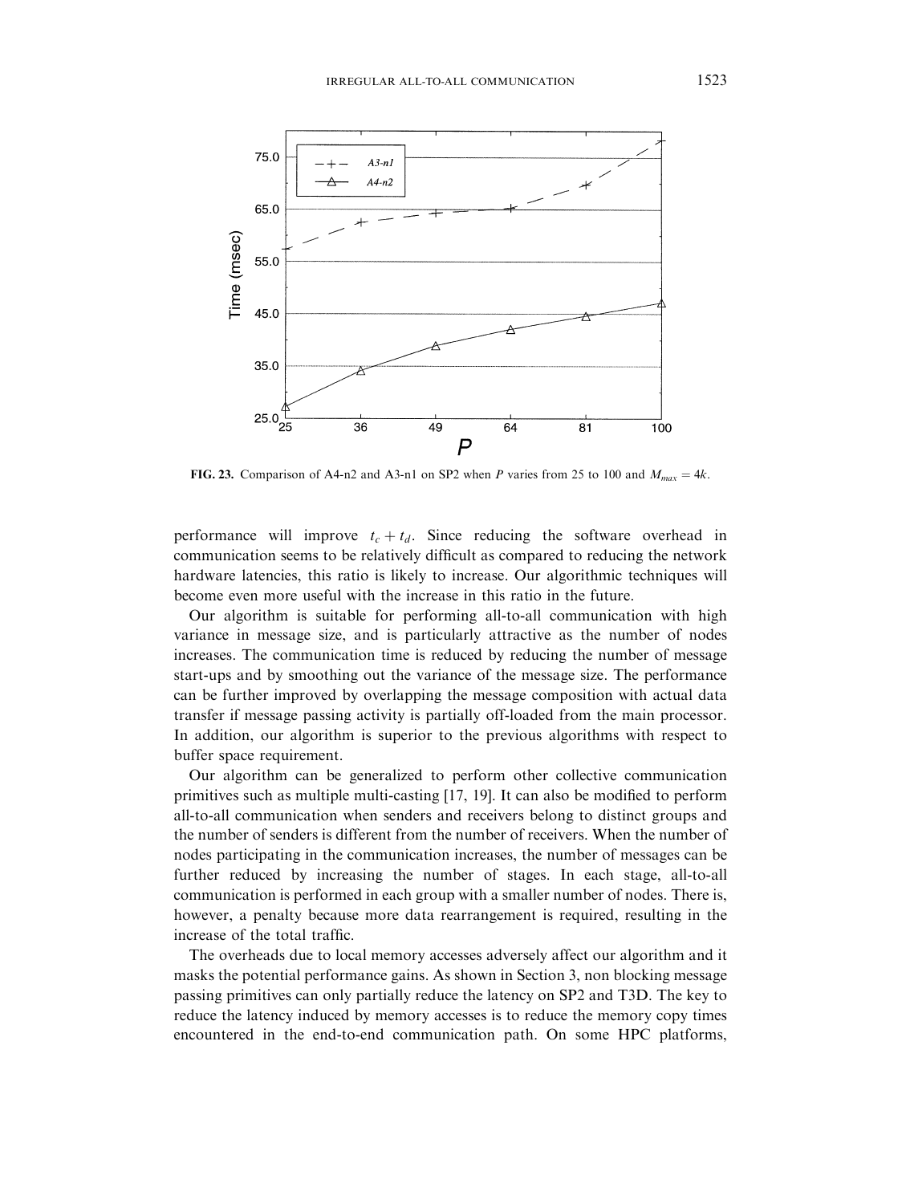**FIG. 23.** Comparison of A4-n2 and A3-n1 on SP2 when $P$ varies from 25 to 100 and $M_{max} = 4k$.

performance will improve $t_c + t_d$. Since reducing the software overhead in communication seems to be relatively difficult as compared to reducing the network hardware latencies, this ratio is likely to increase. Our algorithmic techniques will become even more useful with the increase in this ratio in the future.

Our algorithm is suitable for performing all-to-all communication with high variance in message size, and is particularly attractive as the number of nodes increases. The communication time is reduced by reducing the number of message start-ups and by smoothing out the variance of the message size. The performance can be further improved by overlapping the message composition with actual data transfer if message passing activity is partially off-loaded from the main processor. In addition, our algorithm is superior to the previous algorithms with respect to buffer space requirement.

Our algorithm can be generalized to perform other collective communication primitives such as multiple multi-casting [17, 19]. It can also be modified to perform all-to-all communication when senders and receivers belong to distinct groups and the number of senders is different from the number of receivers. When the number of nodes participating in the communication increases, the number of messages can be further reduced by increasing the number of stages. In each stage, all-to-all communication is performed in each group with a smaller number of nodes. There is, however, a penalty because more data rearrangement is required, resulting in the increase of the total traffic.

The overheads due to local memory accesses adversely affect our algorithm and it masks the potential performance gains. As shown in Section 3, non blocking message passing primitives can only partially reduce the latency on SP2 and T3D. The key to reduce the latency induced by memory accesses is to reduce the memory copy times encountered in the end-to-end communication path. On some HPC platforms,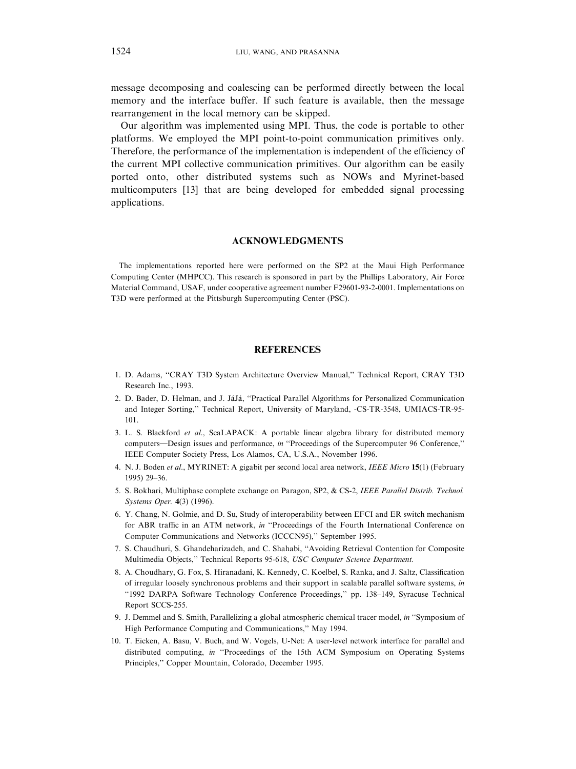message decomposing and coalescing can be performed directly between the local memory and the interface buffer. If such feature is available, then the message rearrangement in the local memory can be skipped.

Our algorithm was implemented using MPI. Thus, the code is portable to other platforms. We employed the MPI point-to-point communication primitives only. Therefore, the performance of the implementation is independent of the efficiency of the current MPI collective communication primitives. Our algorithm can be easily ported onto, other distributed systems such as NOWs and Myrinet-based multicomputers [13] that are being developed for embedded signal processing applications.

## ACKNOWLEDGMENTS

The implementations reported here were performed on the SP2 at the Maui High Performance Computing Center (MHPCC). This research is sponsored in part by the Phillips Laboratory, Air Force Material Command, USAF, under cooperative agreement number F29601-93-2-0001. Implementations on T3D were performed at the Pittsburgh Supercomputing Center (PSC).

## REFERENCES

1. D. Adams, "CRAY T3D System Architecture Overview Manual," Technical Report, CRAY T3D Research Inc., 1993.
2. D. Bader, D. Helman, and J. JáJá, "Practical Parallel Algorithms for Personalized Communication and Integer Sorting," Technical Report, University of Maryland, -CS-TR-3548, UMIACS-TR-95-101.
3. L. S. Blackford *et al*., ScaLAPACK: A portable linear algebra library for distributed memory computers—Design issues and performance, *in* "Proceedings of the Supercomputer 96 Conference," IEEE Computer Society Press, Los Alamos, CA, U.S.A., November 1996.
4. N. J. Boden *et al*., MYRINET: A gigabit per second local area network, *IEEE Micro* **15**(1) (February 1995) 29–36.
5. S. Bokhari, Multiphase complete exchange on Paragon, SP2, & CS-2, *IEEE Parallel Distrib. Technol. Systems Oper.* **4**(3) (1996).
6. Y. Chang, N. Golmie, and D. Su, Study of interoperability between EFCI and ER switch mechanism for ABR traffic in an ATM network, *in* "Proceedings of the Fourth International Conference on Computer Communications and Networks (ICCCN95)," September 1995.
7. S. Chaudhuri, S. Ghandeharizadeh, and C. Shahabi, "Avoiding Retrieval Contention for Composite Multimedia Objects," Technical Reports 95-618, *USC Computer Science Department.*
8. A. Choudhary, G. Fox, S. Hiranadani, K. Kennedy, C. Koelbel, S. Ranka, and J. Saltz, Classification of irregular loosely synchronous problems and their support in scalable parallel software systems, *in* "1992 DARPA Software Technology Conference Proceedings," pp. 138–149, Syracuse Technical Report SCCS-255.
9. J. Demmel and S. Smith, Parallelizing a global atmospheric chemical tracer model, *in* "Symposium of High Performance Computing and Communications," May 1994.
10. T. Eicken, A. Basu, V. Buch, and W. Vogels, U-Net: A user-level network interface for parallel and distributed computing, *in* "Proceedings of the 15th ACM Symposium on Operating Systems Principles," Copper Mountain, Colorado, December 1995.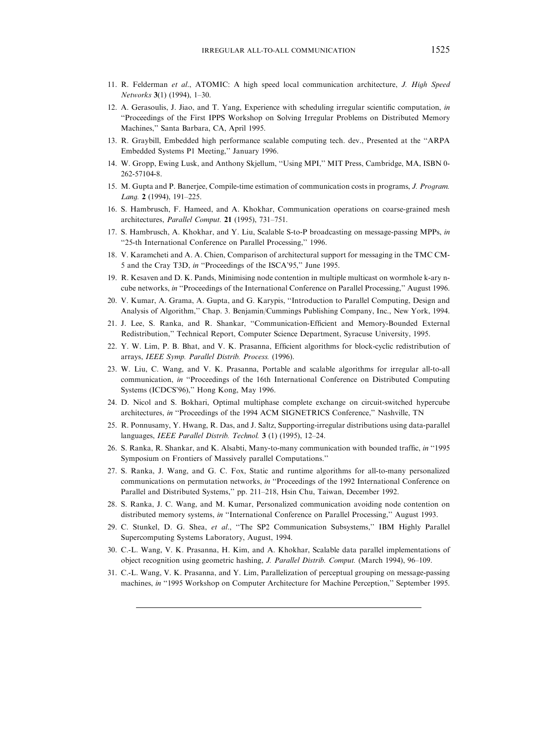11. R. Felderman *et al.*, ATOMIC: A high speed local communication architecture, *J. High Speed Networks* **3**(1) (1994), 1–30.
12. A. Gerasoulis, J. Jiao, and T. Yang, Experience with scheduling irregular scientific computation, *in* "Proceedings of the First IPPS Workshop on Solving Irregular Problems on Distributed Memory Machines," Santa Barbara, CA, April 1995.
13. R. Graybill, Embedded high performance scalable computing tech. dev., Presented at the "ARPA Embedded Systems P1 Meeting," January 1996.
14. W. Gropp, Ewing Lusk, and Anthony Skjellum, "Using MPI," MIT Press, Cambridge, MA, ISBN 0-262-57104-8.
15. M. Gupta and P. Banerjee, Compile-time estimation of communication costs in programs, *J. Program. Lang.* **2** (1994), 191–225.
16. S. Hambrusch, F. Hameed, and A. Khokhar, Communication operations on coarse-grained mesh architectures, *Parallel Comput.* **21** (1995), 731–751.
17. S. Hambrusch, A. Khokhar, and Y. Liu, Scalable S-to-P broadcasting on message-passing MPPs, *in* "25-th International Conference on Parallel Processing," 1996.
18. V. Karamcheti and A. A. Chien, Comparison of architectural support for messaging in the TMC CM-5 and the Cray T3D, *in* "Proceedings of the ISCA'95," June 1995.
19. R. Kesaven and D. K. Pands, Minimising node contention in multiple multicast on wormhole k-ary n-cube networks, *in* "Proceedings of the International Conference on Parallel Processing," August 1996.
20. V. Kumar, A. Grama, A. Gupta, and G. Karypis, "Introduction to Parallel Computing, Design and Analysis of Algorithm," Chap. 3. Benjamin/Cummings Publishing Company, Inc., New York, 1994.
21. J. Lee, S. Ranka, and R. Shankar, "Communication-Efficient and Memory-Bounded External Redistribution," Technical Report, Computer Science Department, Syracuse University, 1995.
22. Y. W. Lim, P. B. Bhat, and V. K. Prasanna, Efficient algorithms for block-cyclic redistribution of arrays, *IEEE Symp. Parallel Distrib. Process.* (1996).
23. W. Liu, C. Wang, and V. K. Prasanna, Portable and scalable algorithms for irregular all-to-all communication, *in* "Proceedings of the 16th International Conference on Distributed Computing Systems (ICDCS'96)," Hong Kong, May 1996.
24. D. Nicol and S. Bokhari, Optimal multiphase complete exchange on circuit-switched hypercube architectures, *in* "Proceedings of the 1994 ACM SIGNETRICS Conference," Nashville, TN
25. R. Ponnusamy, Y. Hwang, R. Das, and J. Saltz, Supporting-irregular distributions using data-parallel languages, *IEEE Parallel Distrib. Technol.* **3** (1) (1995), 12–24.
26. S. Ranka, R. Shankar, and K. Alsabti, Many-to-many communication with bounded traffic, *in* "1995 Symposium on Frontiers of Massively parallel Computations."
27. S. Ranka, J. Wang, and G. C. Fox, Static and runtime algorithms for all-to-many personalized communications on permutation networks, *in* "Proceedings of the 1992 International Conference on Parallel and Distributed Systems," pp. 211–218, Hsin Chu, Taiwan, December 1992.
28. S. Ranka, J. C. Wang, and M. Kumar, Personalized communication avoiding node contention on distributed memory systems, *in* "International Conference on Parallel Processing," August 1993.
29. C. Stunkel, D. G. Shea, *et al.*, "The SP2 Communication Subsystems," IBM Highly Parallel Supercomputing Systems Laboratory, August, 1994.
30. C.-L. Wang, V. K. Prasanna, H. Kim, and A. Khokhar, Scalable data parallel implementations of object recognition using geometric hashing, *J. Parallel Distrib. Comput.* (March 1994), 96–109.
31. C.-L. Wang, V. K. Prasanna, and Y. Lim, Parallelization of perceptual grouping on message-passing machines, *in* "1995 Workshop on Computer Architecture for Machine Perception," September 1995.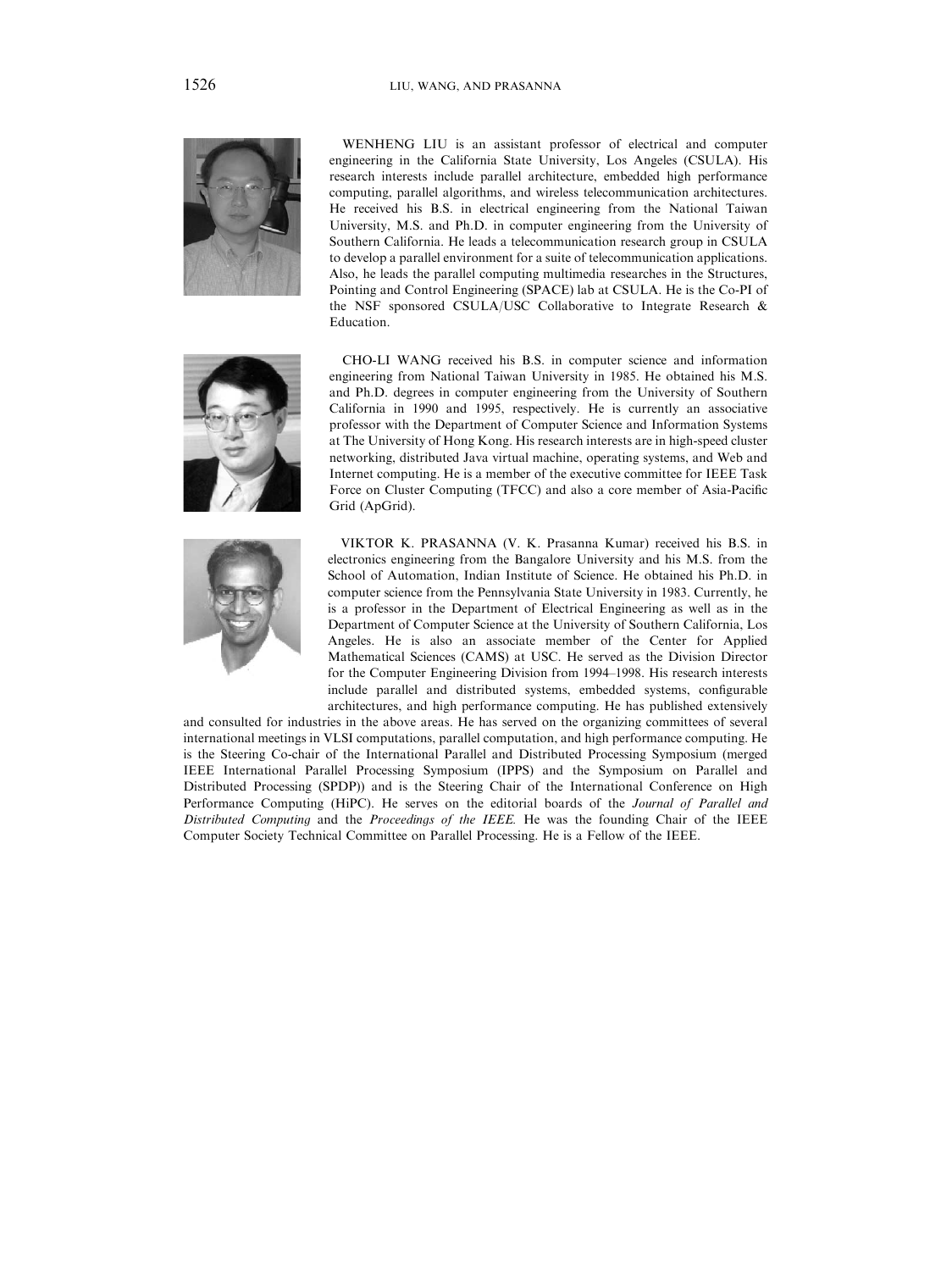WENHENG LIU is an assistant professor of electrical and computer engineering in the California State University, Los Angeles (CSULA). His research interests include parallel architecture, embedded high performance computing, parallel algorithms, and wireless telecommunication architectures. He received his B.S. in electrical engineering from the National Taiwan University, M.S. and Ph.D. in computer engineering from the University of Southern California. He leads a telecommunication research group in CSULA to develop a parallel environment for a suite of telecommunication applications. Also, he leads the parallel computing multimedia researches in the Structures, Pointing and Control Engineering (SPACE) lab at CSULA. He is the Co-PI of the NSF sponsored CSULA/USC Collaborative to Integrate Research & Education.

CHO-LI WANG received his B.S. in computer science and information engineering from National Taiwan University in 1985. He obtained his M.S. and Ph.D. degrees in computer engineering from the University of Southern California in 1990 and 1995, respectively. He is currently an associative professor with the Department of Computer Science and Information Systems at The University of Hong Kong. His research interests are in high-speed cluster networking, distributed Java virtual machine, operating systems, and Web and Internet computing. He is a member of the executive committee for IEEE Task Force on Cluster Computing (TFCC) and also a core member of Asia-Pacific Grid (ApGrid).

VIKTOR K. PRASANNA (V. K. Prasanna Kumar) received his B.S. in electronics engineering from the Bangalore University and his M.S. from the School of Automation, Indian Institute of Science. He obtained his Ph.D. in computer science from the Pennsylvania State University in 1983. Currently, he is a professor in the Department of Electrical Engineering as well as in the Department of Computer Science at the University of Southern California, Los Angeles. He is also an associate member of the Center for Applied Mathematical Sciences (CAMS) at USC. He served as the Division Director for the Computer Engineering Division from 1994–1998. His research interests include parallel and distributed systems, embedded systems, configurable architectures, and high performance computing. He has published extensively and consulted for industries in the above areas. He has served on the organizing committees of several international meetings in VLSI computations, parallel computation, and high performance computing. He is the Steering Co-chair of the International Parallel and Distributed Processing Symposium (merged IEEE International Parallel Processing Symposium (IPPS) and the Symposium on Parallel and Distributed Processing (SPDP)) and is the Steering Chair of the International Conference on High Performance Computing (HiPC). He serves on the editorial boards of the *Journal of Parallel and Distributed Computing* and the *Proceedings of the IEEE.* He was the founding Chair of the IEEE Computer Society Technical Committee on Parallel Processing. He is a Fellow of the IEEE.